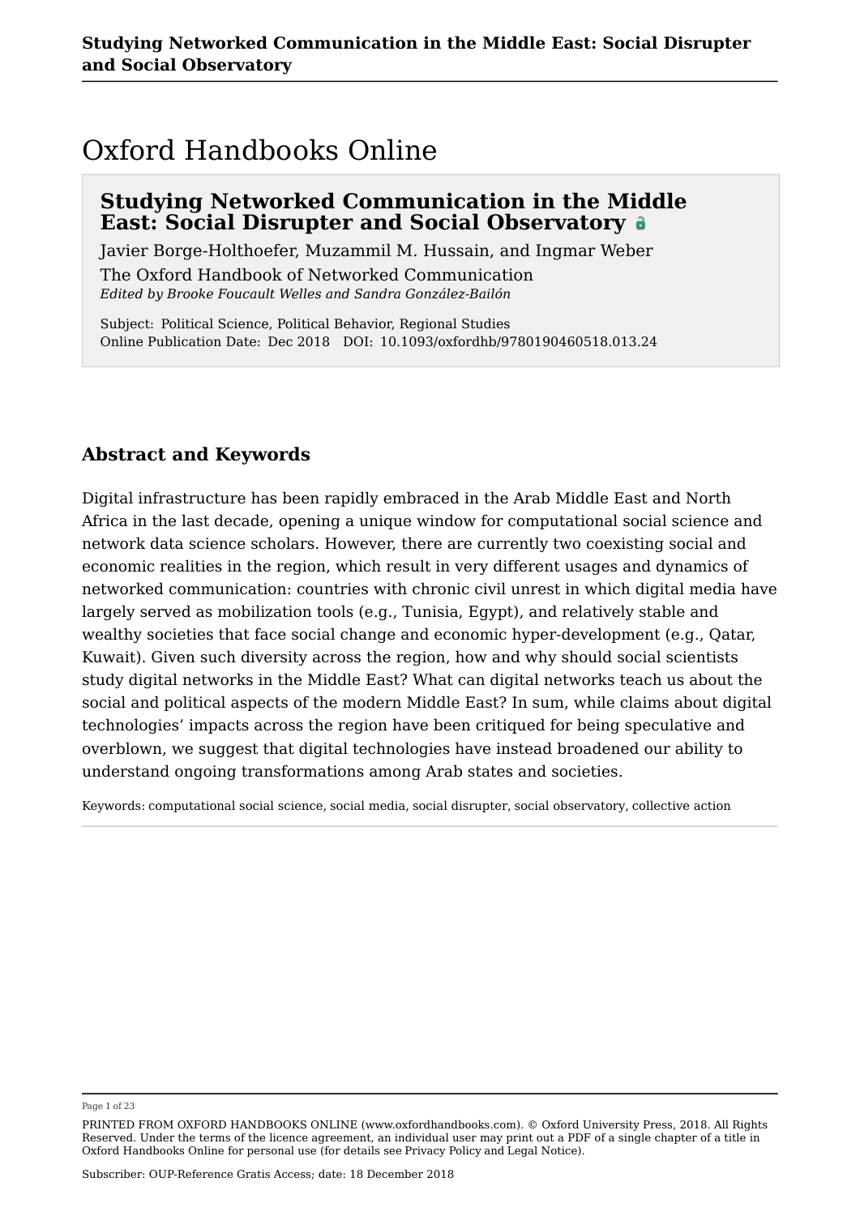# Oxford Handbooks Online

## Studying Networked Communication in the Middle East: Social Disrupter and Social Observatory

Javier Borge-Holthoefer, Muzammil M. Hussain, and Ingmar Weber

The Oxford Handbook of Networked Communication

*Edited by Brooke Foucault Welles and Sandra González-Bailón*

Subject: Political Science, Political Behavior, Regional Studies
Online Publication Date: Dec 2018 DOI: 10.1093/oxfordhb/9780190460518.013.24

## Abstract and Keywords

Digital infrastructure has been rapidly embraced in the Arab Middle East and North Africa in the last decade, opening a unique window for computational social science and network data science scholars. However, there are currently two coexisting social and economic realities in the region, which result in very different usages and dynamics of networked communication: countries with chronic civil unrest in which digital media have largely served as mobilization tools (e.g., Tunisia, Egypt), and relatively stable and wealthy societies that face social change and economic hyper-development (e.g., Qatar, Kuwait). Given such diversity across the region, how and why should social scientists study digital networks in the Middle East? What can digital networks teach us about the social and political aspects of the modern Middle East? In sum, while claims about digital technologies' impacts across the region have been critiqued for being speculative and overblown, we suggest that digital technologies have instead broadened our ability to understand ongoing transformations among Arab states and societies.

Keywords: computational social science, social media, social disrupter, social observatory, collective action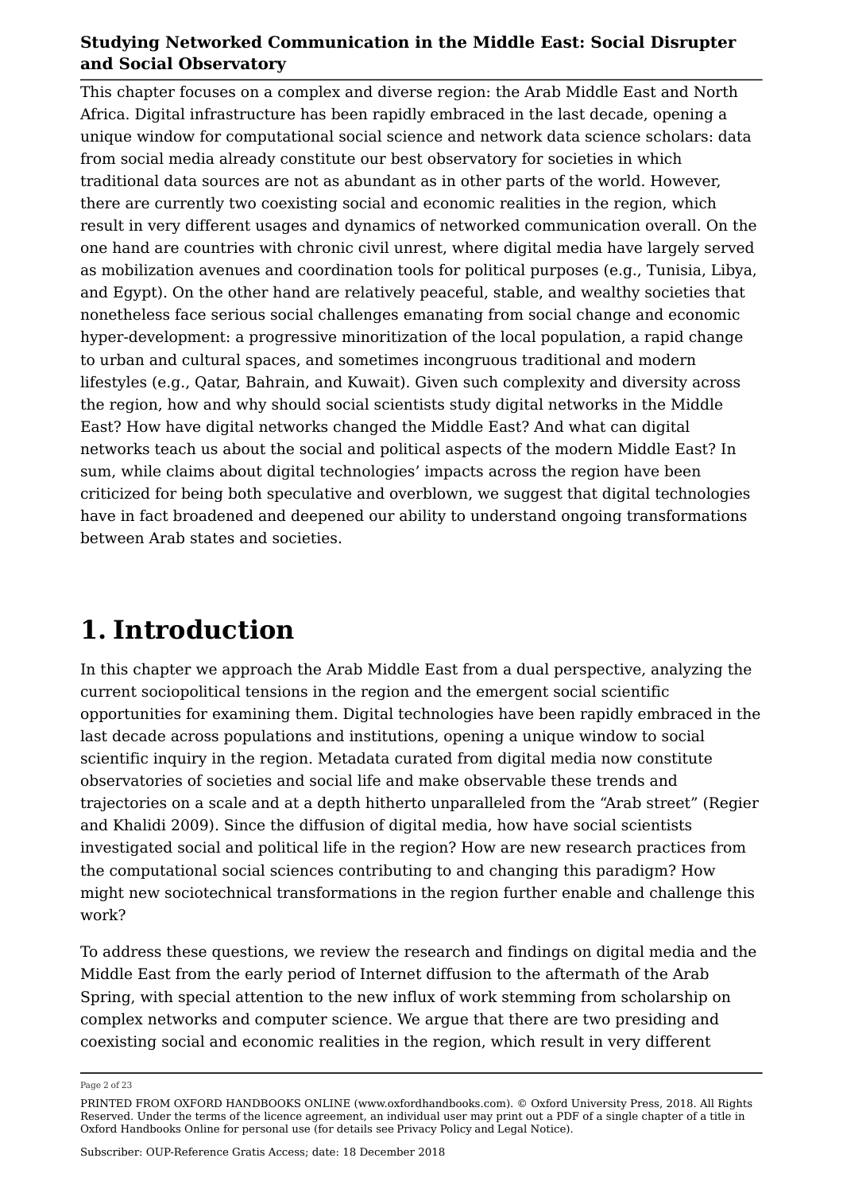## Studying Networked Communication in the Middle East: Social Disrupter and Social Observatory

This chapter focuses on a complex and diverse region: the Arab Middle East and North Africa. Digital infrastructure has been rapidly embraced in the last decade, opening a unique window for computational social science and network data science scholars: data from social media already constitute our best observatory for societies in which traditional data sources are not as abundant as in other parts of the world. However, there are currently two coexisting social and economic realities in the region, which result in very different usages and dynamics of networked communication overall. On the one hand are countries with chronic civil unrest, where digital media have largely served as mobilization avenues and coordination tools for political purposes (e.g., Tunisia, Libya, and Egypt). On the other hand are relatively peaceful, stable, and wealthy societies that nonetheless face serious social challenges emanating from social change and economic hyper-development: a progressive minoritization of the local population, a rapid change to urban and cultural spaces, and sometimes incongruous traditional and modern lifestyles (e.g., Qatar, Bahrain, and Kuwait). Given such complexity and diversity across the region, how and why should social scientists study digital networks in the Middle East? How have digital networks changed the Middle East? And what can digital networks teach us about the social and political aspects of the modern Middle East? In sum, while claims about digital technologies' impacts across the region have been criticized for being both speculative and overblown, we suggest that digital technologies have in fact broadened and deepened our ability to understand ongoing transformations between Arab states and societies.

# 1. Introduction

In this chapter we approach the Arab Middle East from a dual perspective, analyzing the current sociopolitical tensions in the region and the emergent social scientific opportunities for examining them. Digital technologies have been rapidly embraced in the last decade across populations and institutions, opening a unique window to social scientific inquiry in the region. Metadata curated from digital media now constitute observatories of societies and social life and make observable these trends and trajectories on a scale and at a depth hitherto unparalleled from the "Arab street" (Regier and Khalidi 2009). Since the diffusion of digital media, how have social scientists investigated social and political life in the region? How are new research practices from the computational social sciences contributing to and changing this paradigm? How might new sociotechnical transformations in the region further enable and challenge this work?

To address these questions, we review the research and findings on digital media and the Middle East from the early period of Internet diffusion to the aftermath of the Arab Spring, with special attention to the new influx of work stemming from scholarship on complex networks and computer science. We argue that there are two presiding and coexisting social and economic realities in the region, which result in very different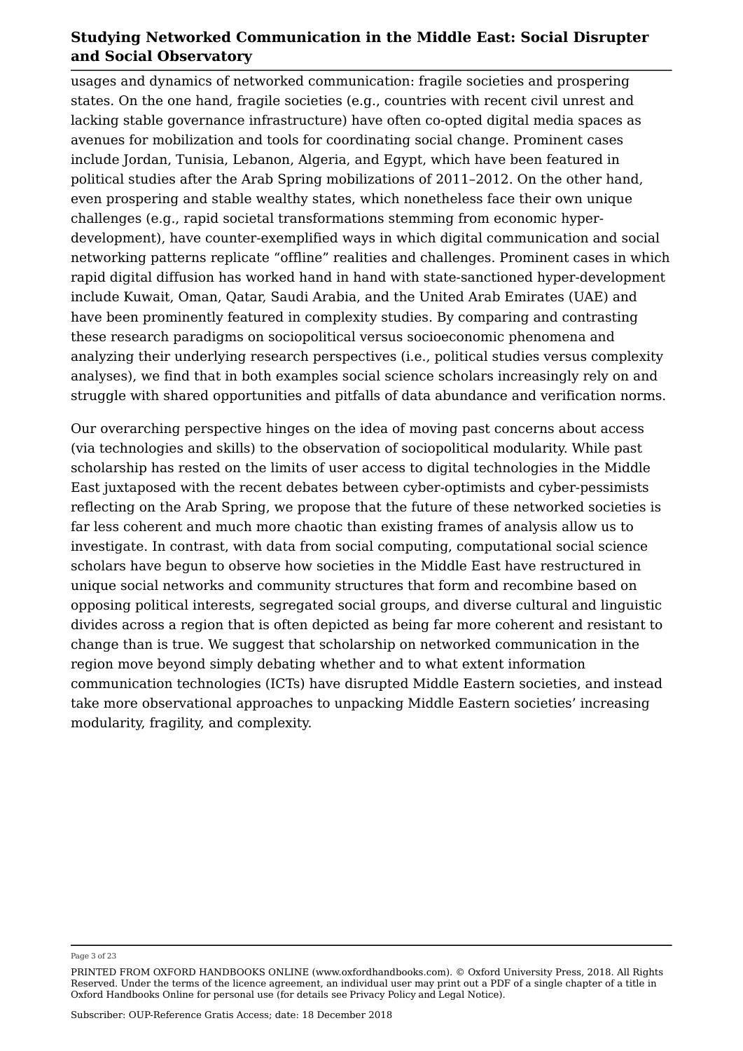usages and dynamics of networked communication: fragile societies and prospering states. On the one hand, fragile societies (e.g., countries with recent civil unrest and lacking stable governance infrastructure) have often co-opted digital media spaces as avenues for mobilization and tools for coordinating social change. Prominent cases include Jordan, Tunisia, Lebanon, Algeria, and Egypt, which have been featured in political studies after the Arab Spring mobilizations of 2011–2012. On the other hand, even prospering and stable wealthy states, which nonetheless face their own unique challenges (e.g., rapid societal transformations stemming from economic hyper-development), have counter-exemplified ways in which digital communication and social networking patterns replicate "offline" realities and challenges. Prominent cases in which rapid digital diffusion has worked hand in hand with state-sanctioned hyper-development include Kuwait, Oman, Qatar, Saudi Arabia, and the United Arab Emirates (UAE) and have been prominently featured in complexity studies. By comparing and contrasting these research paradigms on sociopolitical versus socioeconomic phenomena and analyzing their underlying research perspectives (i.e., political studies versus complexity analyses), we find that in both examples social science scholars increasingly rely on and struggle with shared opportunities and pitfalls of data abundance and verification norms.

Our overarching perspective hinges on the idea of moving past concerns about access (via technologies and skills) to the observation of sociopolitical modularity. While past scholarship has rested on the limits of user access to digital technologies in the Middle East juxtaposed with the recent debates between cyber-optimists and cyber-pessimists reflecting on the Arab Spring, we propose that the future of these networked societies is far less coherent and much more chaotic than existing frames of analysis allow us to investigate. In contrast, with data from social computing, computational social science scholars have begun to observe how societies in the Middle East have restructured in unique social networks and community structures that form and recombine based on opposing political interests, segregated social groups, and diverse cultural and linguistic divides across a region that is often depicted as being far more coherent and resistant to change than is true. We suggest that scholarship on networked communication in the region move beyond simply debating whether and to what extent information communication technologies (ICTs) have disrupted Middle Eastern societies, and instead take more observational approaches to unpacking Middle Eastern societies' increasing modularity, fragility, and complexity.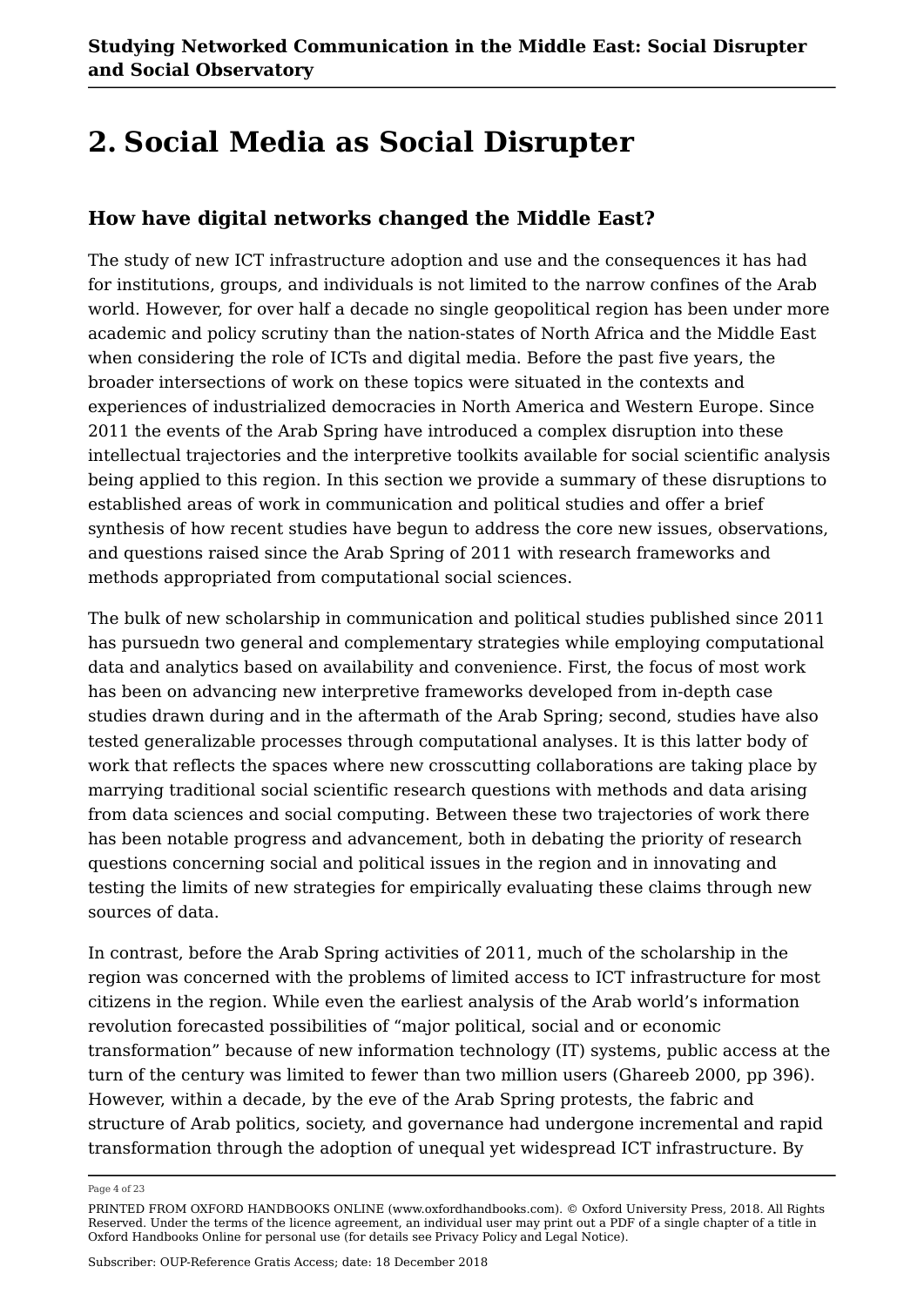# 2. Social Media as Social Disrupter

## How have digital networks changed the Middle East?

The study of new ICT infrastructure adoption and use and the consequences it has had for institutions, groups, and individuals is not limited to the narrow confines of the Arab world. However, for over half a decade no single geopolitical region has been under more academic and policy scrutiny than the nation-states of North Africa and the Middle East when considering the role of ICTs and digital media. Before the past five years, the broader intersections of work on these topics were situated in the contexts and experiences of industrialized democracies in North America and Western Europe. Since 2011 the events of the Arab Spring have introduced a complex disruption into these intellectual trajectories and the interpretive toolkits available for social scientific analysis being applied to this region. In this section we provide a summary of these disruptions to established areas of work in communication and political studies and offer a brief synthesis of how recent studies have begun to address the core new issues, observations, and questions raised since the Arab Spring of 2011 with research frameworks and methods appropriated from computational social sciences.

The bulk of new scholarship in communication and political studies published since 2011 has pursuedn two general and complementary strategies while employing computational data and analytics based on availability and convenience. First, the focus of most work has been on advancing new interpretive frameworks developed from in-depth case studies drawn during and in the aftermath of the Arab Spring; second, studies have also tested generalizable processes through computational analyses. It is this latter body of work that reflects the spaces where new crosscutting collaborations are taking place by marrying traditional social scientific research questions with methods and data arising from data sciences and social computing. Between these two trajectories of work there has been notable progress and advancement, both in debating the priority of research questions concerning social and political issues in the region and in innovating and testing the limits of new strategies for empirically evaluating these claims through new sources of data.

In contrast, before the Arab Spring activities of 2011, much of the scholarship in the region was concerned with the problems of limited access to ICT infrastructure for most citizens in the region. While even the earliest analysis of the Arab world's information revolution forecasted possibilities of "major political, social and or economic transformation" because of new information technology (IT) systems, public access at the turn of the century was limited to fewer than two million users (Ghareeb 2000, pp 396). However, within a decade, by the eve of the Arab Spring protests, the fabric and structure of Arab politics, society, and governance had undergone incremental and rapid transformation through the adoption of unequal yet widespread ICT infrastructure. By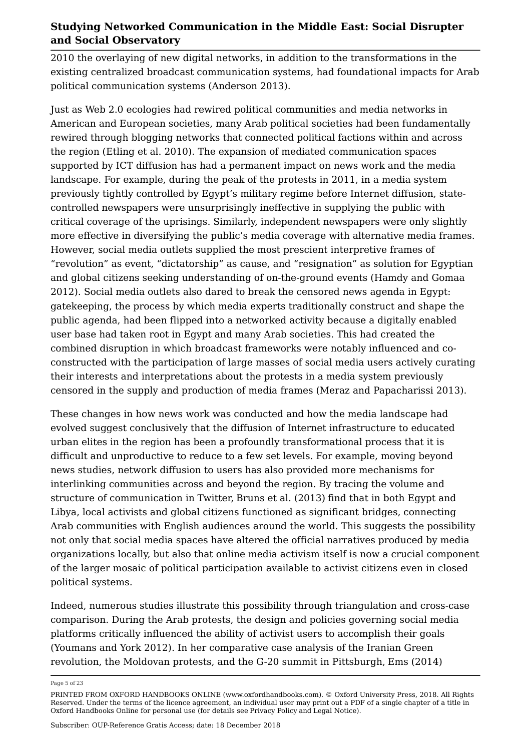2010 the overlaying of new digital networks, in addition to the transformations in the existing centralized broadcast communication systems, had foundational impacts for Arab political communication systems (Anderson 2013).

Just as Web 2.0 ecologies had rewired political communities and media networks in American and European societies, many Arab political societies had been fundamentally rewired through blogging networks that connected political factions within and across the region (Etling et al. 2010). The expansion of mediated communication spaces supported by ICT diffusion has had a permanent impact on news work and the media landscape. For example, during the peak of the protests in 2011, in a media system previously tightly controlled by Egypt's military regime before Internet diffusion, state-controlled newspapers were unsurprisingly ineffective in supplying the public with critical coverage of the uprisings. Similarly, independent newspapers were only slightly more effective in diversifying the public's media coverage with alternative media frames. However, social media outlets supplied the most prescient interpretive frames of "revolution" as event, "dictatorship" as cause, and "resignation" as solution for Egyptian and global citizens seeking understanding of on-the-ground events (Hamdy and Gomaa 2012). Social media outlets also dared to break the censored news agenda in Egypt: gatekeeping, the process by which media experts traditionally construct and shape the public agenda, had been flipped into a networked activity because a digitally enabled user base had taken root in Egypt and many Arab societies. This had created the combined disruption in which broadcast frameworks were notably influenced and co-constructed with the participation of large masses of social media users actively curating their interests and interpretations about the protests in a media system previously censored in the supply and production of media frames (Meraz and Papacharissi 2013).

These changes in how news work was conducted and how the media landscape had evolved suggest conclusively that the diffusion of Internet infrastructure to educated urban elites in the region has been a profoundly transformational process that it is difficult and unproductive to reduce to a few set levels. For example, moving beyond news studies, network diffusion to users has also provided more mechanisms for interlinking communities across and beyond the region. By tracing the volume and structure of communication in Twitter, Bruns et al. (2013) find that in both Egypt and Libya, local activists and global citizens functioned as significant bridges, connecting Arab communities with English audiences around the world. This suggests the possibility not only that social media spaces have altered the official narratives produced by media organizations locally, but also that online media activism itself is now a crucial component of the larger mosaic of political participation available to activist citizens even in closed political systems.

Indeed, numerous studies illustrate this possibility through triangulation and cross-case comparison. During the Arab protests, the design and policies governing social media platforms critically influenced the ability of activist users to accomplish their goals (Youmans and York 2012). In her comparative case analysis of the Iranian Green revolution, the Moldovan protests, and the G-20 summit in Pittsburgh, Ems (2014)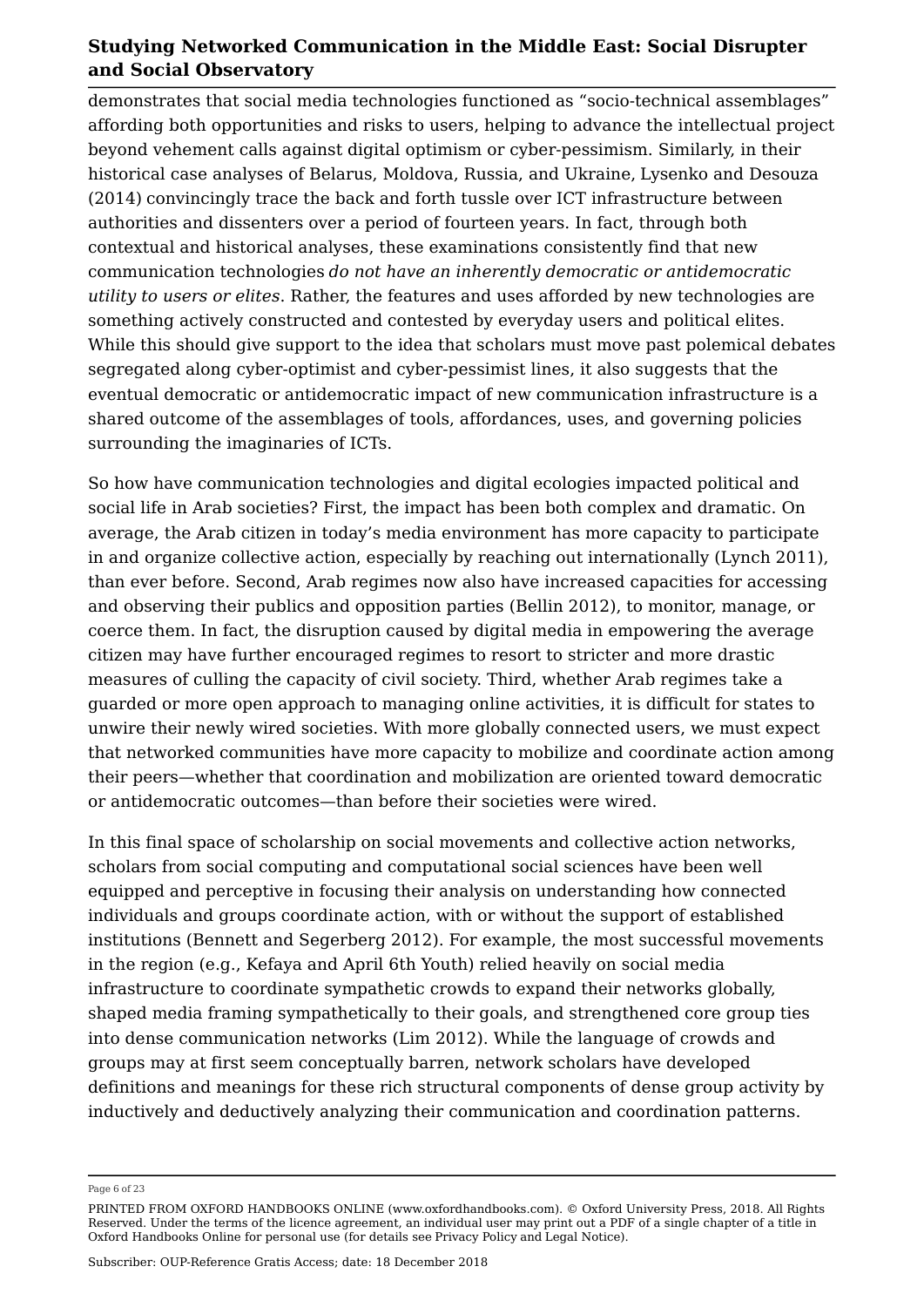demonstrates that social media technologies functioned as "socio-technical assemblages" affording both opportunities and risks to users, helping to advance the intellectual project beyond vehement calls against digital optimism or cyber-pessimism. Similarly, in their historical case analyses of Belarus, Moldova, Russia, and Ukraine, Lysenko and Desouza (2014) convincingly trace the back and forth tussle over ICT infrastructure between authorities and dissenters over a period of fourteen years. In fact, through both contextual and historical analyses, these examinations consistently find that new communication technologies *do not have an inherently democratic or antidemocratic utility to users or elites*. Rather, the features and uses afforded by new technologies are something actively constructed and contested by everyday users and political elites. While this should give support to the idea that scholars must move past polemical debates segregated along cyber-optimist and cyber-pessimist lines, it also suggests that the eventual democratic or antidemocratic impact of new communication infrastructure is a shared outcome of the assemblages of tools, affordances, uses, and governing policies surrounding the imaginaries of ICTs.

So how have communication technologies and digital ecologies impacted political and social life in Arab societies? First, the impact has been both complex and dramatic. On average, the Arab citizen in today's media environment has more capacity to participate in and organize collective action, especially by reaching out internationally (Lynch 2011), than ever before. Second, Arab regimes now also have increased capacities for accessing and observing their publics and opposition parties (Bellin 2012), to monitor, manage, or coerce them. In fact, the disruption caused by digital media in empowering the average citizen may have further encouraged regimes to resort to stricter and more drastic measures of culling the capacity of civil society. Third, whether Arab regimes take a guarded or more open approach to managing online activities, it is difficult for states to unwire their newly wired societies. With more globally connected users, we must expect that networked communities have more capacity to mobilize and coordinate action among their peers—whether that coordination and mobilization are oriented toward democratic or antidemocratic outcomes—than before their societies were wired.

In this final space of scholarship on social movements and collective action networks, scholars from social computing and computational social sciences have been well equipped and perceptive in focusing their analysis on understanding how connected individuals and groups coordinate action, with or without the support of established institutions (Bennett and Segerberg 2012). For example, the most successful movements in the region (e.g., Kefaya and April 6th Youth) relied heavily on social media infrastructure to coordinate sympathetic crowds to expand their networks globally, shaped media framing sympathetically to their goals, and strengthened core group ties into dense communication networks (Lim 2012). While the language of crowds and groups may at first seem conceptually barren, network scholars have developed definitions and meanings for these rich structural components of dense group activity by inductively and deductively analyzing their communication and coordination patterns.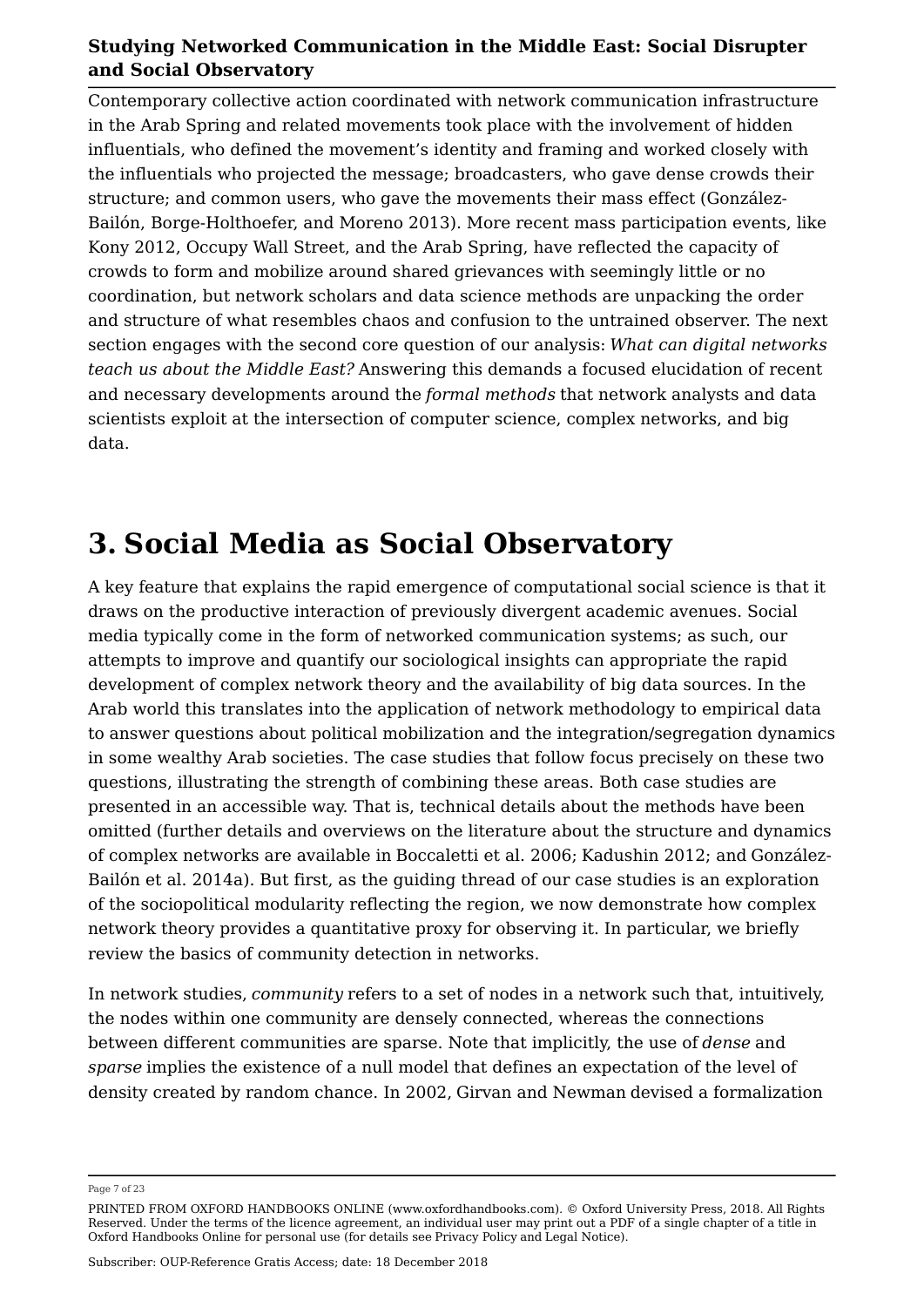Contemporary collective action coordinated with network communication infrastructure in the Arab Spring and related movements took place with the involvement of hidden influentials, who defined the movement's identity and framing and worked closely with the influentials who projected the message; broadcasters, who gave dense crowds their structure; and common users, who gave the movements their mass effect (González-Bailón, Borge-Holthoefer, and Moreno 2013). More recent mass participation events, like Kony 2012, Occupy Wall Street, and the Arab Spring, have reflected the capacity of crowds to form and mobilize around shared grievances with seemingly little or no coordination, but network scholars and data science methods are unpacking the order and structure of what resembles chaos and confusion to the untrained observer. The next section engages with the second core question of our analysis: *What can digital networks teach us about the Middle East?* Answering this demands a focused elucidation of recent and necessary developments around the *formal methods* that network analysts and data scientists exploit at the intersection of computer science, complex networks, and big data.

# 3. Social Media as Social Observatory

A key feature that explains the rapid emergence of computational social science is that it draws on the productive interaction of previously divergent academic avenues. Social media typically come in the form of networked communication systems; as such, our attempts to improve and quantify our sociological insights can appropriate the rapid development of complex network theory and the availability of big data sources. In the Arab world this translates into the application of network methodology to empirical data to answer questions about political mobilization and the integration/segregation dynamics in some wealthy Arab societies. The case studies that follow focus precisely on these two questions, illustrating the strength of combining these areas. Both case studies are presented in an accessible way. That is, technical details about the methods have been omitted (further details and overviews on the literature about the structure and dynamics of complex networks are available in Boccaletti et al. 2006; Kadushin 2012; and González-Bailón et al. 2014a). But first, as the guiding thread of our case studies is an exploration of the sociopolitical modularity reflecting the region, we now demonstrate how complex network theory provides a quantitative proxy for observing it. In particular, we briefly review the basics of community detection in networks.

In network studies, *community* refers to a set of nodes in a network such that, intuitively, the nodes within one community are densely connected, whereas the connections between different communities are sparse. Note that implicitly, the use of *dense* and *sparse* implies the existence of a null model that defines an expectation of the level of density created by random chance. In 2002, Girvan and Newman devised a formalization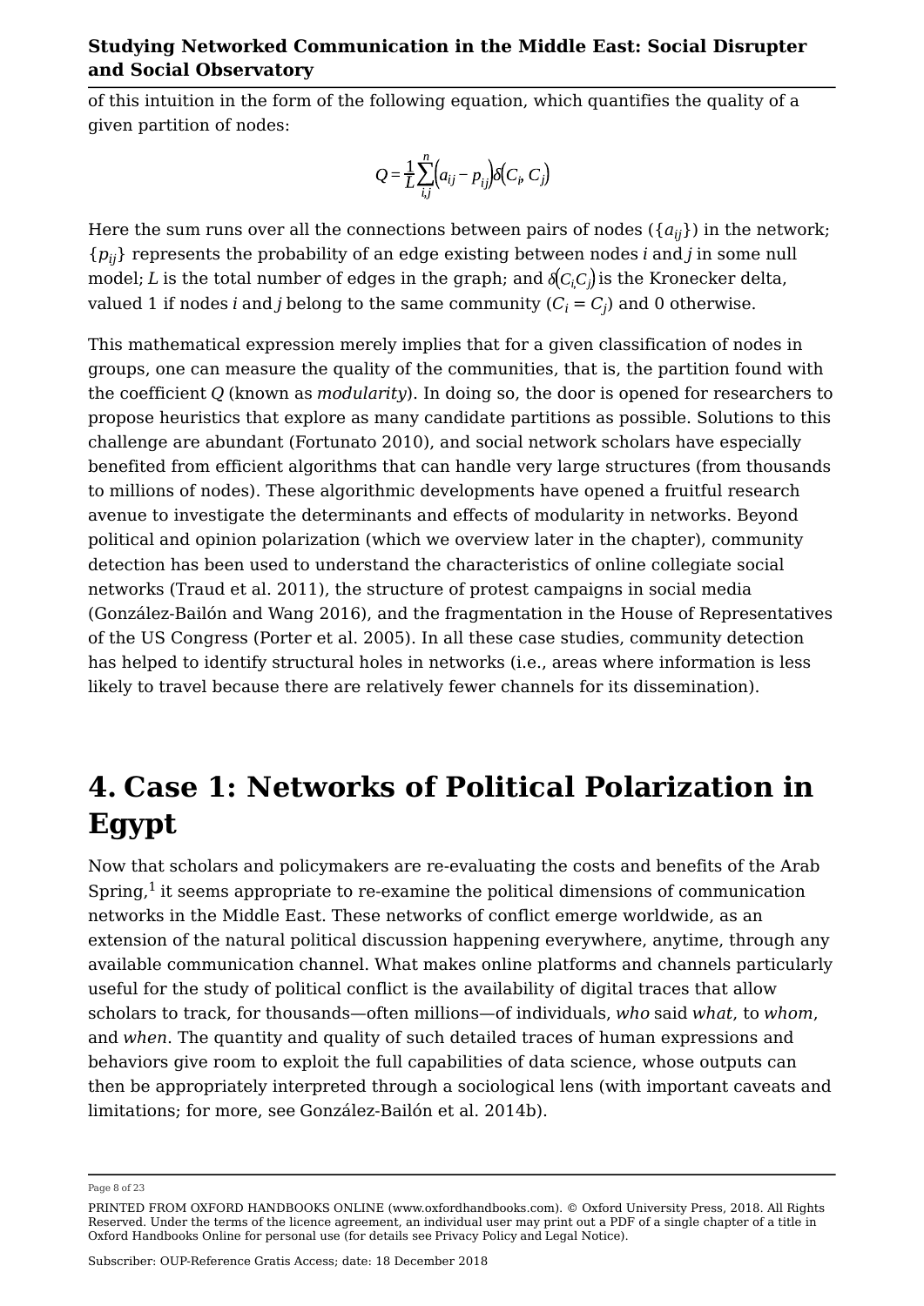of this intuition in the form of the following equation, which quantifies the quality of a given partition of nodes:

$$Q = \frac{1}{L}\sum_{i,j}^{n}\left(a_{ij} - p_{ij}\right)\delta\left(C_i, C_j\right)$$

Here the sum runs over all the connections between pairs of nodes ($\{a_{ij}\}$) in the network; $\{p_{ij}\}$ represents the probability of an edge existing between nodes $i$ and $j$ in some null model; $L$ is the total number of edges in the graph; and $\delta\left(C_i, C_j\right)$ is the Kronecker delta, valued 1 if nodes $i$ and $j$ belong to the same community ($C_i = C_j$) and 0 otherwise.

This mathematical expression merely implies that for a given classification of nodes in groups, one can measure the quality of the communities, that is, the partition found with the coefficient $Q$ (known as *modularity*). In doing so, the door is opened for researchers to propose heuristics that explore as many candidate partitions as possible. Solutions to this challenge are abundant (Fortunato 2010), and social network scholars have especially benefited from efficient algorithms that can handle very large structures (from thousands to millions of nodes). These algorithmic developments have opened a fruitful research avenue to investigate the determinants and effects of modularity in networks. Beyond political and opinion polarization (which we overview later in the chapter), community detection has been used to understand the characteristics of online collegiate social networks (Traud et al. 2011), the structure of protest campaigns in social media (González-Bailón and Wang 2016), and the fragmentation in the House of Representatives of the US Congress (Porter et al. 2005). In all these case studies, community detection has helped to identify structural holes in networks (i.e., areas where information is less likely to travel because there are relatively fewer channels for its dissemination).

# 4. Case 1: Networks of Political Polarization in Egypt

Now that scholars and policymakers are re-evaluating the costs and benefits of the Arab Spring,[1] it seems appropriate to re-examine the political dimensions of communication networks in the Middle East. These networks of conflict emerge worldwide, as an extension of the natural political discussion happening everywhere, anytime, through any available communication channel. What makes online platforms and channels particularly useful for the study of political conflict is the availability of digital traces that allow scholars to track, for thousands—often millions—of individuals, *who* said *what*, to *whom*, and *when*. The quantity and quality of such detailed traces of human expressions and behaviors give room to exploit the full capabilities of data science, whose outputs can then be appropriately interpreted through a sociological lens (with important caveats and limitations; for more, see González-Bailón et al. 2014b).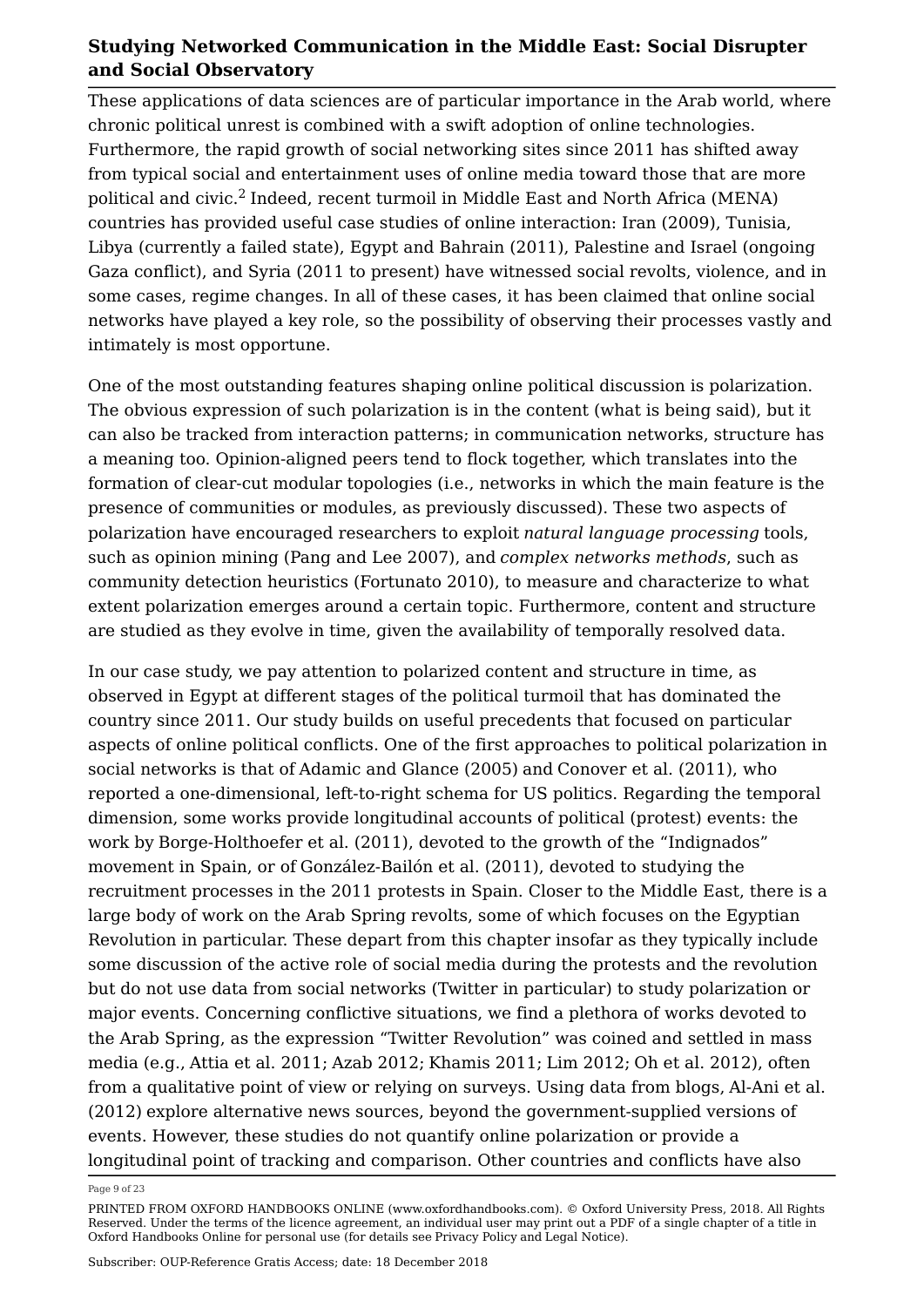These applications of data sciences are of particular importance in the Arab world, where chronic political unrest is combined with a swift adoption of online technologies. Furthermore, the rapid growth of social networking sites since 2011 has shifted away from typical social and entertainment uses of online media toward those that are more political and civic.[2] Indeed, recent turmoil in Middle East and North Africa (MENA) countries has provided useful case studies of online interaction: Iran (2009), Tunisia, Libya (currently a failed state), Egypt and Bahrain (2011), Palestine and Israel (ongoing Gaza conflict), and Syria (2011 to present) have witnessed social revolts, violence, and in some cases, regime changes. In all of these cases, it has been claimed that online social networks have played a key role, so the possibility of observing their processes vastly and intimately is most opportune.

One of the most outstanding features shaping online political discussion is polarization. The obvious expression of such polarization is in the content (what is being said), but it can also be tracked from interaction patterns; in communication networks, structure has a meaning too. Opinion-aligned peers tend to flock together, which translates into the formation of clear-cut modular topologies (i.e., networks in which the main feature is the presence of communities or modules, as previously discussed). These two aspects of polarization have encouraged researchers to exploit *natural language processing* tools, such as opinion mining (Pang and Lee 2007), and *complex networks methods*, such as community detection heuristics (Fortunato 2010), to measure and characterize to what extent polarization emerges around a certain topic. Furthermore, content and structure are studied as they evolve in time, given the availability of temporally resolved data.

In our case study, we pay attention to polarized content and structure in time, as observed in Egypt at different stages of the political turmoil that has dominated the country since 2011. Our study builds on useful precedents that focused on particular aspects of online political conflicts. One of the first approaches to political polarization in social networks is that of Adamic and Glance (2005) and Conover et al. (2011), who reported a one-dimensional, left-to-right schema for US politics. Regarding the temporal dimension, some works provide longitudinal accounts of political (protest) events: the work by Borge-Holthoefer et al. (2011), devoted to the growth of the "Indignados" movement in Spain, or of González-Bailón et al. (2011), devoted to studying the recruitment processes in the 2011 protests in Spain. Closer to the Middle East, there is a large body of work on the Arab Spring revolts, some of which focuses on the Egyptian Revolution in particular. These depart from this chapter insofar as they typically include some discussion of the active role of social media during the protests and the revolution but do not use data from social networks (Twitter in particular) to study polarization or major events. Concerning conflictive situations, we find a plethora of works devoted to the Arab Spring, as the expression "Twitter Revolution" was coined and settled in mass media (e.g., Attia et al. 2011; Azab 2012; Khamis 2011; Lim 2012; Oh et al. 2012), often from a qualitative point of view or relying on surveys. Using data from blogs, Al-Ani et al. (2012) explore alternative news sources, beyond the government-supplied versions of events. However, these studies do not quantify online polarization or provide a longitudinal point of tracking and comparison. Other countries and conflicts have also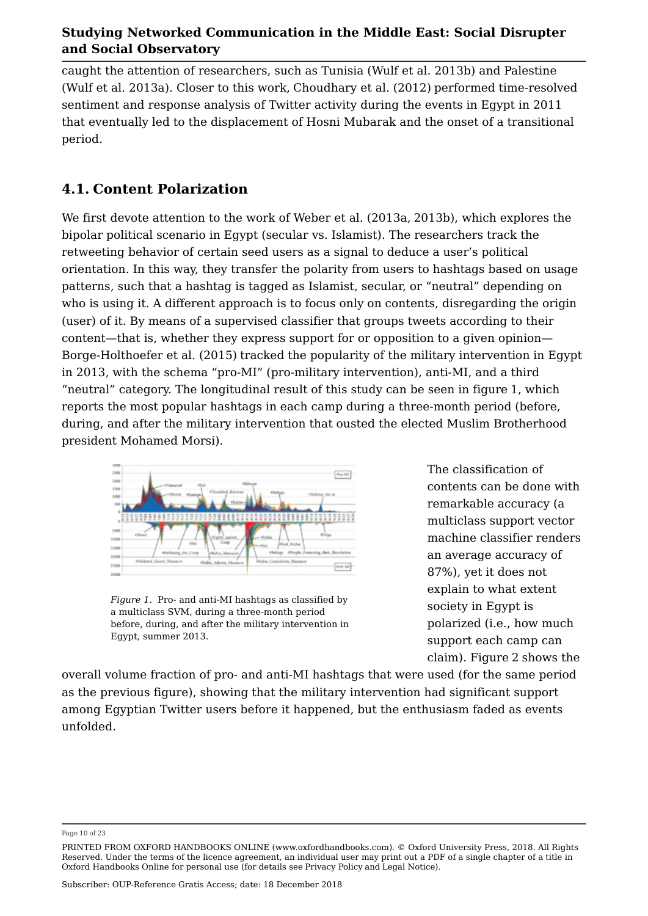caught the attention of researchers, such as Tunisia (Wulf et al. 2013b) and Palestine (Wulf et al. 2013a). Closer to this work, Choudhary et al. (2012) performed time-resolved sentiment and response analysis of Twitter activity during the events in Egypt in 2011 that eventually led to the displacement of Hosni Mubarak and the onset of a transitional period.

## 4.1. Content Polarization

We first devote attention to the work of Weber et al. (2013a, 2013b), which explores the bipolar political scenario in Egypt (secular vs. Islamist). The researchers track the retweeting behavior of certain seed users as a signal to deduce a user's political orientation. In this way, they transfer the polarity from users to hashtags based on usage patterns, such that a hashtag is tagged as Islamist, secular, or "neutral" depending on who is using it. A different approach is to focus only on contents, disregarding the origin (user) of it. By means of a supervised classifier that groups tweets according to their content—that is, whether they express support for or opposition to a given opinion—Borge-Holthoefer et al. (2015) tracked the popularity of the military intervention in Egypt in 2013, with the schema "pro-MI" (pro-military intervention), anti-MI, and a third "neutral" category. The longitudinal result of this study can be seen in figure 1, which reports the most popular hashtags in each camp during a three-month period (before, during, and after the military intervention that ousted the elected Muslim Brotherhood president Mohamed Morsi).

*Figure 1.* Pro- and anti-MI hashtags as classified by a multiclass SVM, during a three-month period before, during, and after the military intervention in Egypt, summer 2013.

The classification of contents can be done with remarkable accuracy (a multiclass support vector machine classifier renders an average accuracy of 87%), yet it does not explain to what extent society in Egypt is polarized (i.e., how much support each camp can claim). Figure 2 shows the overall volume fraction of pro- and anti-MI hashtags that were used (for the same period as the previous figure), showing that the military intervention had significant support among Egyptian Twitter users before it happened, but the enthusiasm faded as events unfolded.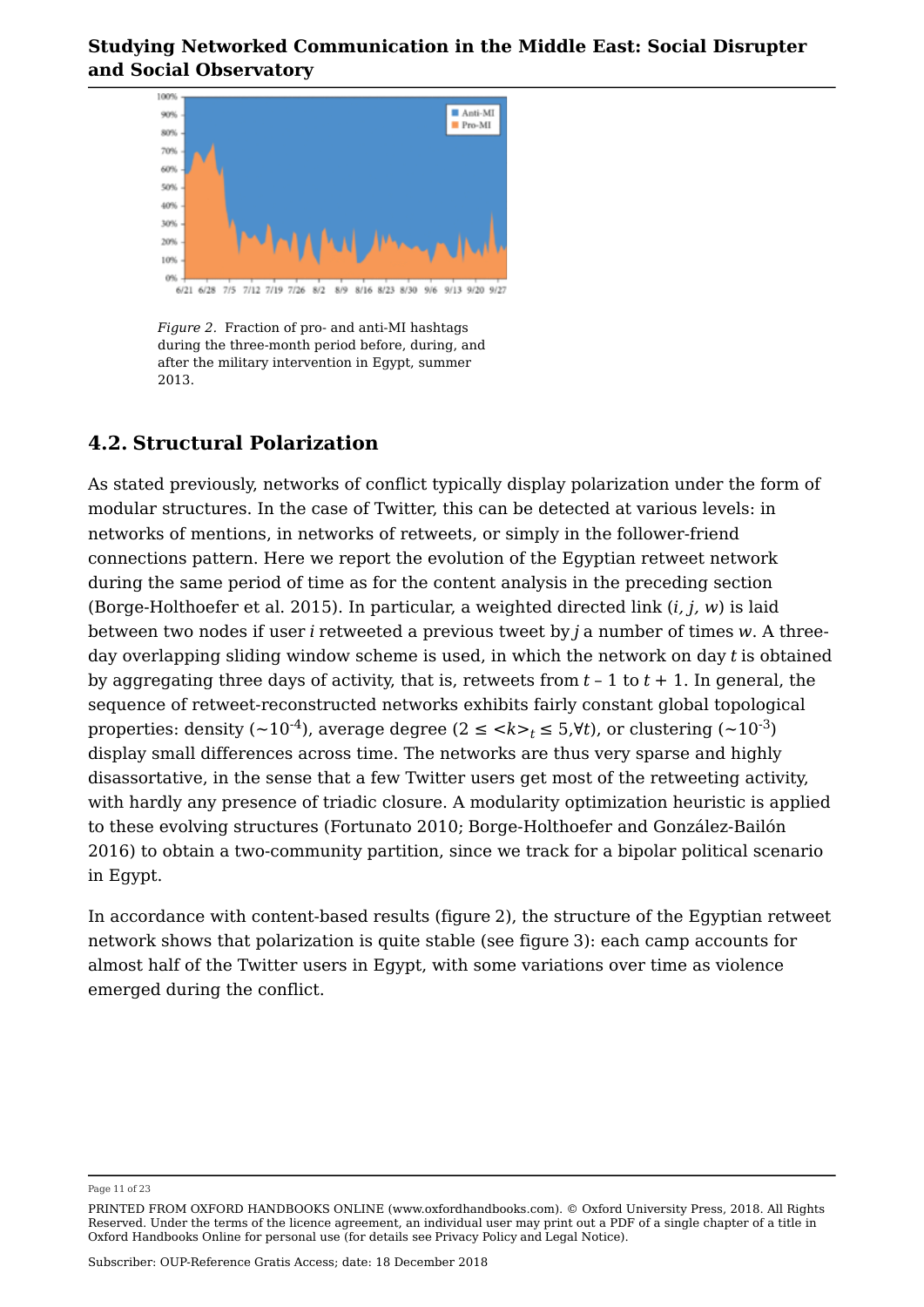*Figure 2.* Fraction of pro- and anti-MI hashtags during the three-month period before, during, and after the military intervention in Egypt, summer 2013.

## 4.2. Structural Polarization

As stated previously, networks of conflict typically display polarization under the form of modular structures. In the case of Twitter, this can be detected at various levels: in networks of mentions, in networks of retweets, or simply in the follower-friend connections pattern. Here we report the evolution of the Egyptian retweet network during the same period of time as for the content analysis in the preceding section (Borge-Holthoefer et al. 2015). In particular, a weighted directed link $(i, j, w)$ is laid between two nodes if user $i$ retweeted a previous tweet by $j$ a number of times $w$. A three-day overlapping sliding window scheme is used, in which the network on day $t$ is obtained by aggregating three days of activity, that is, retweets from $t - 1$ to $t + 1$. In general, the sequence of retweet-reconstructed networks exhibits fairly constant global topological properties: density ($\sim 10^{-4}$), average degree ($2 \leq \langle k \rangle_t \leq 5, \forall t$), or clustering ($\sim 10^{-3}$) display small differences across time. The networks are thus very sparse and highly disassortative, in the sense that a few Twitter users get most of the retweeting activity, with hardly any presence of triadic closure. A modularity optimization heuristic is applied to these evolving structures (Fortunato 2010; Borge-Holthoefer and González-Bailón 2016) to obtain a two-community partition, since we track for a bipolar political scenario in Egypt.

In accordance with content-based results (figure 2), the structure of the Egyptian retweet network shows that polarization is quite stable (see figure 3): each camp accounts for almost half of the Twitter users in Egypt, with some variations over time as violence emerged during the conflict.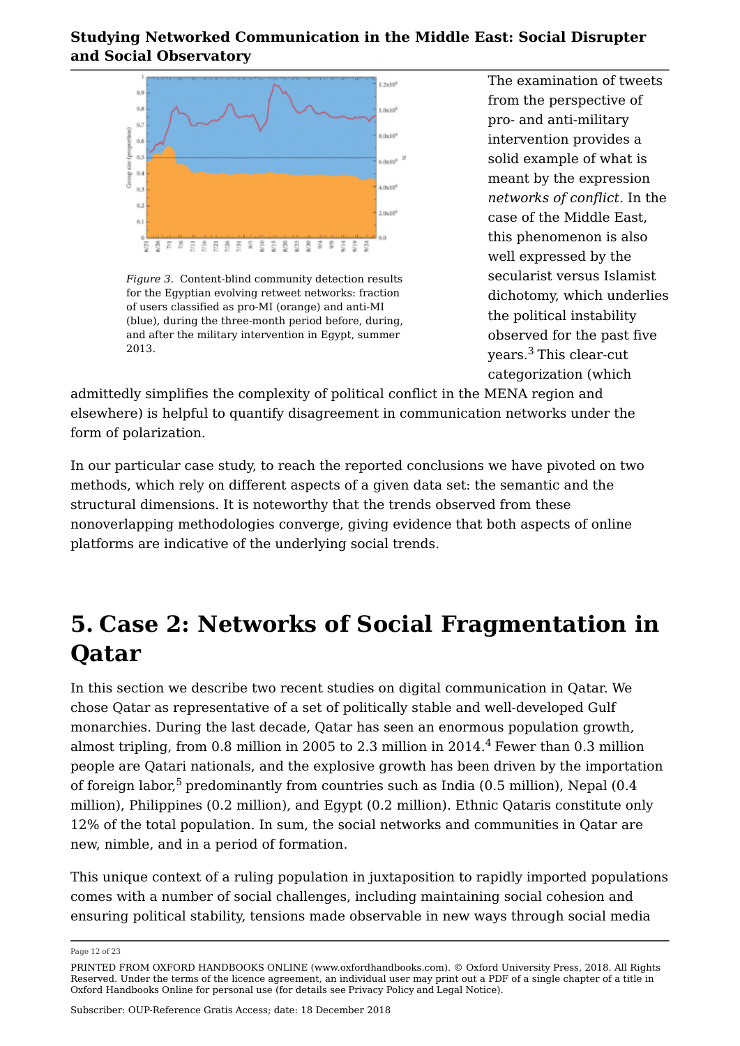*Figure 3.* Content-blind community detection results for the Egyptian evolving retweet networks: fraction of users classified as pro-MI (orange) and anti-MI (blue), during the three-month period before, during, and after the military intervention in Egypt, summer 2013.

The examination of tweets from the perspective of pro- and anti-military intervention provides a solid example of what is meant by the expression *networks of conflict*. In the case of the Middle East, this phenomenon is also well expressed by the secularist versus Islamist dichotomy, which underlies the political instability observed for the past five years.[3] This clear-cut categorization (which admittedly simplifies the complexity of political conflict in the MENA region and elsewhere) is helpful to quantify disagreement in communication networks under the form of polarization.

In our particular case study, to reach the reported conclusions we have pivoted on two methods, which rely on different aspects of a given data set: the semantic and the structural dimensions. It is noteworthy that the trends observed from these nonoverlapping methodologies converge, giving evidence that both aspects of online platforms are indicative of the underlying social trends.

# 5. Case 2: Networks of Social Fragmentation in Qatar

In this section we describe two recent studies on digital communication in Qatar. We chose Qatar as representative of a set of politically stable and well-developed Gulf monarchies. During the last decade, Qatar has seen an enormous population growth, almost tripling, from 0.8 million in 2005 to 2.3 million in 2014.[4] Fewer than 0.3 million people are Qatari nationals, and the explosive growth has been driven by the importation of foreign labor,[5] predominantly from countries such as India (0.5 million), Nepal (0.4 million), Philippines (0.2 million), and Egypt (0.2 million). Ethnic Qataris constitute only 12% of the total population. In sum, the social networks and communities in Qatar are new, nimble, and in a period of formation.

This unique context of a ruling population in juxtaposition to rapidly imported populations comes with a number of social challenges, including maintaining social cohesion and ensuring political stability, tensions made observable in new ways through social media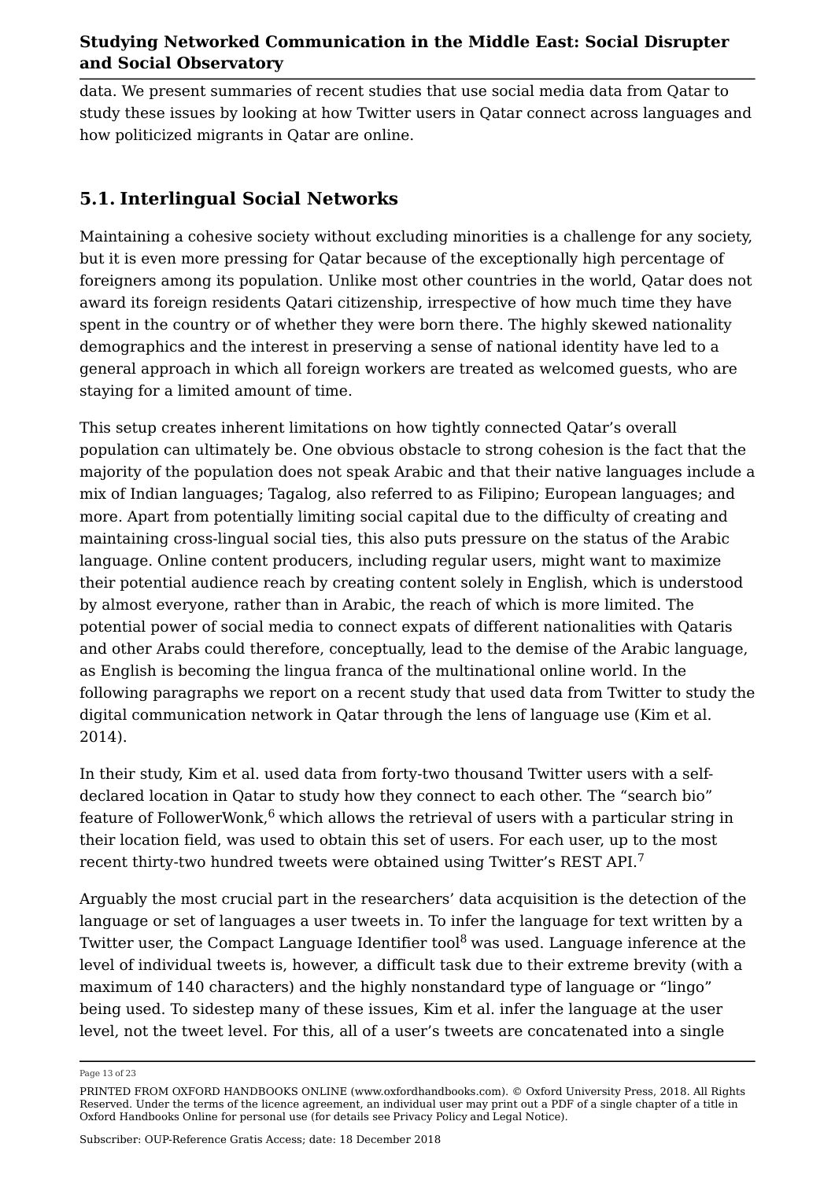data. We present summaries of recent studies that use social media data from Qatar to study these issues by looking at how Twitter users in Qatar connect across languages and how politicized migrants in Qatar are online.

## 5.1. Interlingual Social Networks

Maintaining a cohesive society without excluding minorities is a challenge for any society, but it is even more pressing for Qatar because of the exceptionally high percentage of foreigners among its population. Unlike most other countries in the world, Qatar does not award its foreign residents Qatari citizenship, irrespective of how much time they have spent in the country or of whether they were born there. The highly skewed nationality demographics and the interest in preserving a sense of national identity have led to a general approach in which all foreign workers are treated as welcomed guests, who are staying for a limited amount of time.

This setup creates inherent limitations on how tightly connected Qatar's overall population can ultimately be. One obvious obstacle to strong cohesion is the fact that the majority of the population does not speak Arabic and that their native languages include a mix of Indian languages; Tagalog, also referred to as Filipino; European languages; and more. Apart from potentially limiting social capital due to the difficulty of creating and maintaining cross-lingual social ties, this also puts pressure on the status of the Arabic language. Online content producers, including regular users, might want to maximize their potential audience reach by creating content solely in English, which is understood by almost everyone, rather than in Arabic, the reach of which is more limited. The potential power of social media to connect expats of different nationalities with Qataris and other Arabs could therefore, conceptually, lead to the demise of the Arabic language, as English is becoming the lingua franca of the multinational online world. In the following paragraphs we report on a recent study that used data from Twitter to study the digital communication network in Qatar through the lens of language use (Kim et al. 2014).

In their study, Kim et al. used data from forty-two thousand Twitter users with a self-declared location in Qatar to study how they connect to each other. The "search bio" feature of FollowerWonk,[6] which allows the retrieval of users with a particular string in their location field, was used to obtain this set of users. For each user, up to the most recent thirty-two hundred tweets were obtained using Twitter's REST API.[7]

Arguably the most crucial part in the researchers' data acquisition is the detection of the language or set of languages a user tweets in. To infer the language for text written by a Twitter user, the Compact Language Identifier tool[8] was used. Language inference at the level of individual tweets is, however, a difficult task due to their extreme brevity (with a maximum of 140 characters) and the highly nonstandard type of language or "lingo" being used. To sidestep many of these issues, Kim et al. infer the language at the user level, not the tweet level. For this, all of a user's tweets are concatenated into a single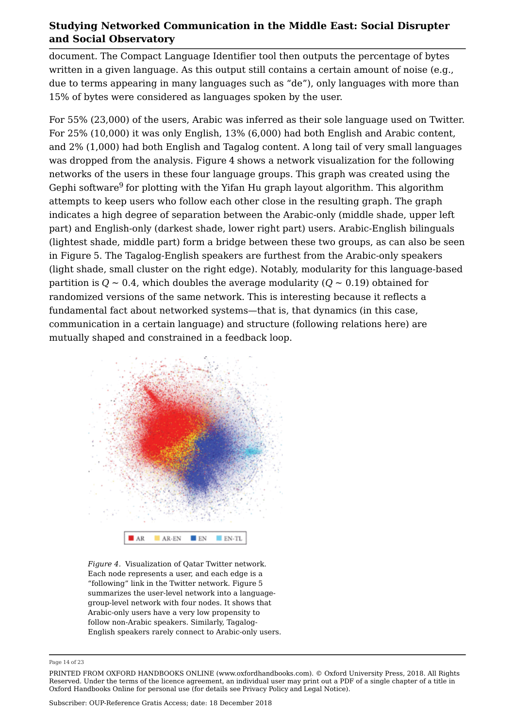document. The Compact Language Identifier tool then outputs the percentage of bytes written in a given language. As this output still contains a certain amount of noise (e.g., due to terms appearing in many languages such as "de"), only languages with more than 15% of bytes were considered as languages spoken by the user.

For 55% (23,000) of the users, Arabic was inferred as their sole language used on Twitter. For 25% (10,000) it was only English, 13% (6,000) had both English and Arabic content, and 2% (1,000) had both English and Tagalog content. A long tail of very small languages was dropped from the analysis. Figure 4 shows a network visualization for the following networks of the users in these four language groups. This graph was created using the Gephi software[9] for plotting with the Yifan Hu graph layout algorithm. This algorithm attempts to keep users who follow each other close in the resulting graph. The graph indicates a high degree of separation between the Arabic-only (middle shade, upper left part) and English-only (darkest shade, lower right part) users. Arabic-English bilinguals (lightest shade, middle part) form a bridge between these two groups, as can also be seen in Figure 5. The Tagalog-English speakers are furthest from the Arabic-only speakers (light shade, small cluster on the right edge). Notably, modularity for this language-based partition is $Q \sim 0.4$, which doubles the average modularity ($Q \sim 0.19$) obtained for randomized versions of the same network. This is interesting because it reflects a fundamental fact about networked systems—that is, that dynamics (in this case, communication in a certain language) and structure (following relations here) are mutually shaped and constrained in a feedback loop.

*Figure 4.* Visualization of Qatar Twitter network. Each node represents a user, and each edge is a "following" link in the Twitter network. Figure 5 summarizes the user-level network into a language-group-level network with four nodes. It shows that Arabic-only users have a very low propensity to follow non-Arabic speakers. Similarly, Tagalog-English speakers rarely connect to Arabic-only users.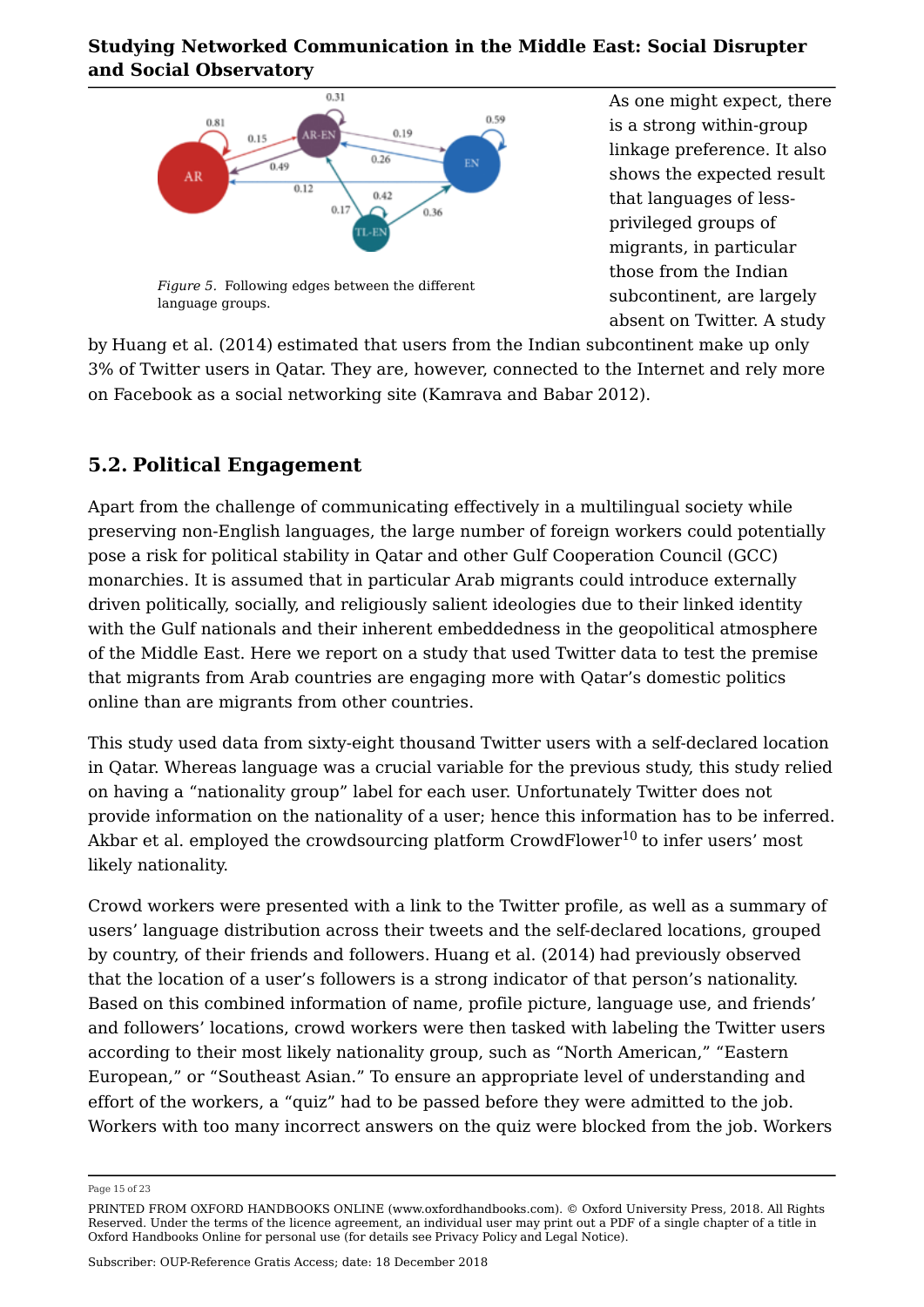*Figure 5.* Following edges between the different language groups.

As one might expect, there is a strong within-group linkage preference. It also shows the expected result that languages of less-privileged groups of migrants, in particular those from the Indian subcontinent, are largely absent on Twitter. A study by Huang et al. (2014) estimated that users from the Indian subcontinent make up only 3% of Twitter users in Qatar. They are, however, connected to the Internet and rely more on Facebook as a social networking site (Kamrava and Babar 2012).

## 5.2. Political Engagement

Apart from the challenge of communicating effectively in a multilingual society while preserving non-English languages, the large number of foreign workers could potentially pose a risk for political stability in Qatar and other Gulf Cooperation Council (GCC) monarchies. It is assumed that in particular Arab migrants could introduce externally driven politically, socially, and religiously salient ideologies due to their linked identity with the Gulf nationals and their inherent embeddedness in the geopolitical atmosphere of the Middle East. Here we report on a study that used Twitter data to test the premise that migrants from Arab countries are engaging more with Qatar's domestic politics online than are migrants from other countries.

This study used data from sixty-eight thousand Twitter users with a self-declared location in Qatar. Whereas language was a crucial variable for the previous study, this study relied on having a "nationality group" label for each user. Unfortunately Twitter does not provide information on the nationality of a user; hence this information has to be inferred. Akbar et al. employed the crowdsourcing platform CrowdFlower[10] to infer users' most likely nationality.

Crowd workers were presented with a link to the Twitter profile, as well as a summary of users' language distribution across their tweets and the self-declared locations, grouped by country, of their friends and followers. Huang et al. (2014) had previously observed that the location of a user's followers is a strong indicator of that person's nationality. Based on this combined information of name, profile picture, language use, and friends' and followers' locations, crowd workers were then tasked with labeling the Twitter users according to their most likely nationality group, such as "North American," "Eastern European," or "Southeast Asian." To ensure an appropriate level of understanding and effort of the workers, a "quiz" had to be passed before they were admitted to the job. Workers with too many incorrect answers on the quiz were blocked from the job. Workers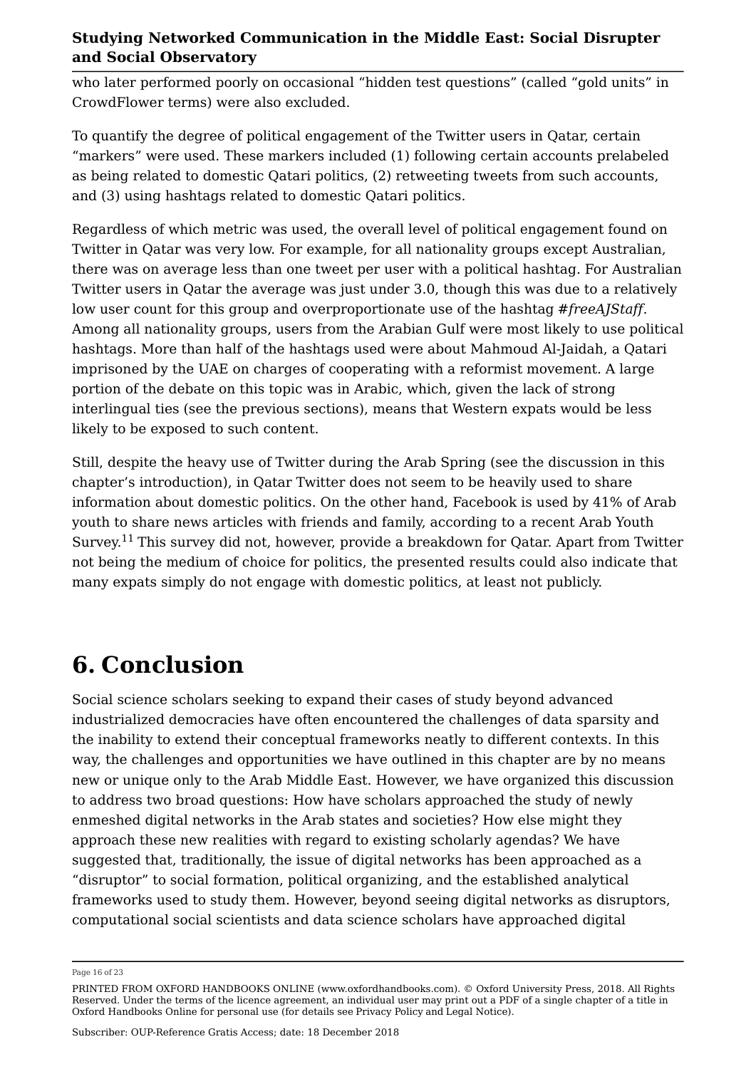who later performed poorly on occasional "hidden test questions" (called "gold units" in CrowdFlower terms) were also excluded.

To quantify the degree of political engagement of the Twitter users in Qatar, certain "markers" were used. These markers included (1) following certain accounts prelabeled as being related to domestic Qatari politics, (2) retweeting tweets from such accounts, and (3) using hashtags related to domestic Qatari politics.

Regardless of which metric was used, the overall level of political engagement found on Twitter in Qatar was very low. For example, for all nationality groups except Australian, there was on average less than one tweet per user with a political hashtag. For Australian Twitter users in Qatar the average was just under 3.0, though this was due to a relatively low user count for this group and overproportionate use of the hashtag *#freeAJStaff*. Among all nationality groups, users from the Arabian Gulf were most likely to use political hashtags. More than half of the hashtags used were about Mahmoud Al-Jaidah, a Qatari imprisoned by the UAE on charges of cooperating with a reformist movement. A large portion of the debate on this topic was in Arabic, which, given the lack of strong interlingual ties (see the previous sections), means that Western expats would be less likely to be exposed to such content.

Still, despite the heavy use of Twitter during the Arab Spring (see the discussion in this chapter's introduction), in Qatar Twitter does not seem to be heavily used to share information about domestic politics. On the other hand, Facebook is used by 41% of Arab youth to share news articles with friends and family, according to a recent Arab Youth Survey.[11] This survey did not, however, provide a breakdown for Qatar. Apart from Twitter not being the medium of choice for politics, the presented results could also indicate that many expats simply do not engage with domestic politics, at least not publicly.

# 6. Conclusion

Social science scholars seeking to expand their cases of study beyond advanced industrialized democracies have often encountered the challenges of data sparsity and the inability to extend their conceptual frameworks neatly to different contexts. In this way, the challenges and opportunities we have outlined in this chapter are by no means new or unique only to the Arab Middle East. However, we have organized this discussion to address two broad questions: How have scholars approached the study of newly enmeshed digital networks in the Arab states and societies? How else might they approach these new realities with regard to existing scholarly agendas? We have suggested that, traditionally, the issue of digital networks has been approached as a "disruptor" to social formation, political organizing, and the established analytical frameworks used to study them. However, beyond seeing digital networks as disruptors, computational social scientists and data science scholars have approached digital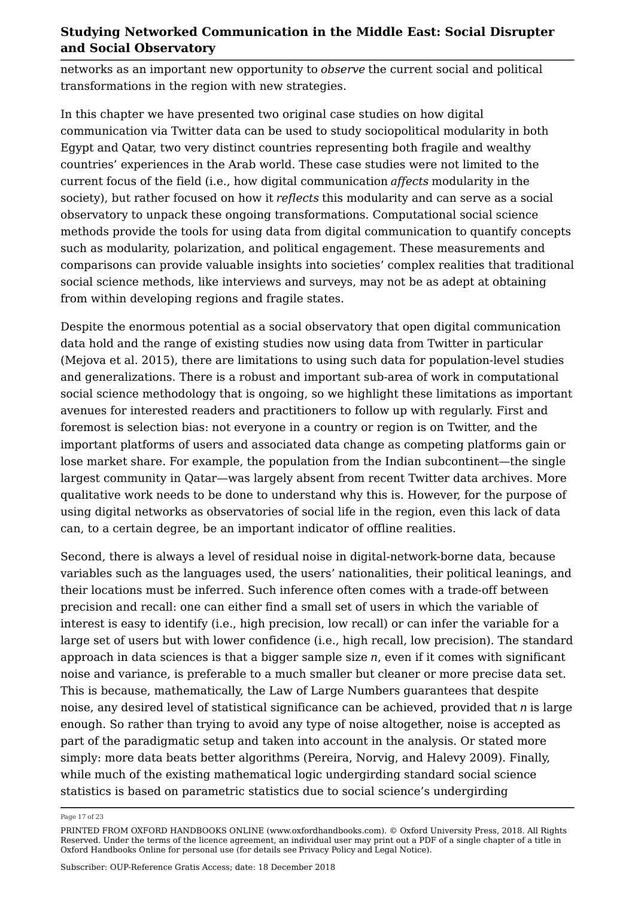networks as an important new opportunity to *observe* the current social and political transformations in the region with new strategies.

In this chapter we have presented two original case studies on how digital communication via Twitter data can be used to study sociopolitical modularity in both Egypt and Qatar, two very distinct countries representing both fragile and wealthy countries' experiences in the Arab world. These case studies were not limited to the current focus of the field (i.e., how digital communication *affects* modularity in the society), but rather focused on how it *reflects* this modularity and can serve as a social observatory to unpack these ongoing transformations. Computational social science methods provide the tools for using data from digital communication to quantify concepts such as modularity, polarization, and political engagement. These measurements and comparisons can provide valuable insights into societies' complex realities that traditional social science methods, like interviews and surveys, may not be as adept at obtaining from within developing regions and fragile states.

Despite the enormous potential as a social observatory that open digital communication data hold and the range of existing studies now using data from Twitter in particular (Mejova et al. 2015), there are limitations to using such data for population-level studies and generalizations. There is a robust and important sub-area of work in computational social science methodology that is ongoing, so we highlight these limitations as important avenues for interested readers and practitioners to follow up with regularly. First and foremost is selection bias: not everyone in a country or region is on Twitter, and the important platforms of users and associated data change as competing platforms gain or lose market share. For example, the population from the Indian subcontinent—the single largest community in Qatar—was largely absent from recent Twitter data archives. More qualitative work needs to be done to understand why this is. However, for the purpose of using digital networks as observatories of social life in the region, even this lack of data can, to a certain degree, be an important indicator of offline realities.

Second, there is always a level of residual noise in digital-network-borne data, because variables such as the languages used, the users' nationalities, their political leanings, and their locations must be inferred. Such inference often comes with a trade-off between precision and recall: one can either find a small set of users in which the variable of interest is easy to identify (i.e., high precision, low recall) or can infer the variable for a large set of users but with lower confidence (i.e., high recall, low precision). The standard approach in data sciences is that a bigger sample size $n$, even if it comes with significant noise and variance, is preferable to a much smaller but cleaner or more precise data set. This is because, mathematically, the Law of Large Numbers guarantees that despite noise, any desired level of statistical significance can be achieved, provided that $n$ is large enough. So rather than trying to avoid any type of noise altogether, noise is accepted as part of the paradigmatic setup and taken into account in the analysis. Or stated more simply: more data beats better algorithms (Pereira, Norvig, and Halevy 2009). Finally, while much of the existing mathematical logic undergirding standard social science statistics is based on parametric statistics due to social science's undergirding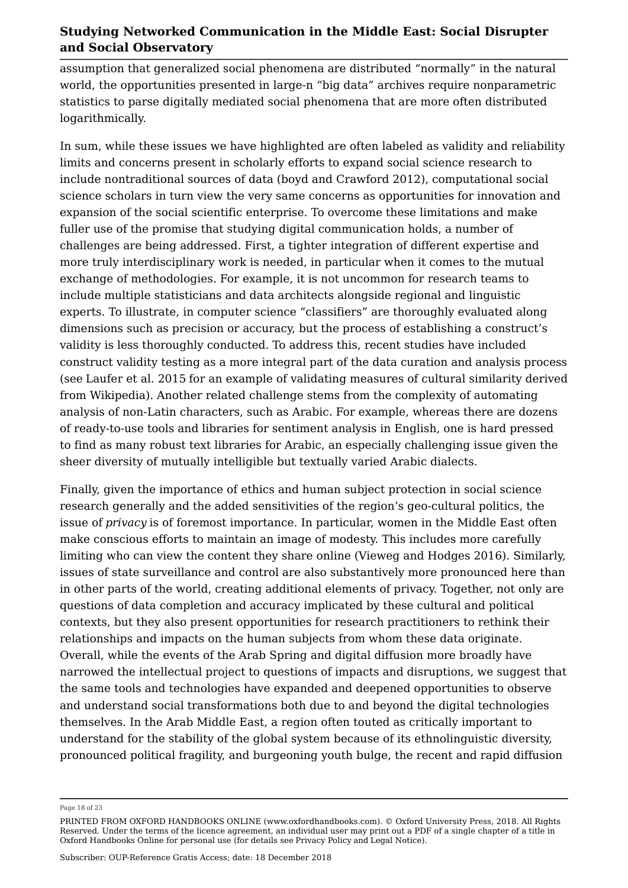assumption that generalized social phenomena are distributed “normally” in the natural world, the opportunities presented in large-n “big data” archives require nonparametric statistics to parse digitally mediated social phenomena that are more often distributed logarithmically.

In sum, while these issues we have highlighted are often labeled as validity and reliability limits and concerns present in scholarly efforts to expand social science research to include nontraditional sources of data (boyd and Crawford 2012), computational social science scholars in turn view the very same concerns as opportunities for innovation and expansion of the social scientific enterprise. To overcome these limitations and make fuller use of the promise that studying digital communication holds, a number of challenges are being addressed. First, a tighter integration of different expertise and more truly interdisciplinary work is needed, in particular when it comes to the mutual exchange of methodologies. For example, it is not uncommon for research teams to include multiple statisticians and data architects alongside regional and linguistic experts. To illustrate, in computer science “classifiers” are thoroughly evaluated along dimensions such as precision or accuracy, but the process of establishing a construct’s validity is less thoroughly conducted. To address this, recent studies have included construct validity testing as a more integral part of the data curation and analysis process (see Laufer et al. 2015 for an example of validating measures of cultural similarity derived from Wikipedia). Another related challenge stems from the complexity of automating analysis of non-Latin characters, such as Arabic. For example, whereas there are dozens of ready-to-use tools and libraries for sentiment analysis in English, one is hard pressed to find as many robust text libraries for Arabic, an especially challenging issue given the sheer diversity of mutually intelligible but textually varied Arabic dialects.

Finally, given the importance of ethics and human subject protection in social science research generally and the added sensitivities of the region’s geo-cultural politics, the issue of *privacy* is of foremost importance. In particular, women in the Middle East often make conscious efforts to maintain an image of modesty. This includes more carefully limiting who can view the content they share online (Vieweg and Hodges 2016). Similarly, issues of state surveillance and control are also substantively more pronounced here than in other parts of the world, creating additional elements of privacy. Together, not only are questions of data completion and accuracy implicated by these cultural and political contexts, but they also present opportunities for research practitioners to rethink their relationships and impacts on the human subjects from whom these data originate. Overall, while the events of the Arab Spring and digital diffusion more broadly have narrowed the intellectual project to questions of impacts and disruptions, we suggest that the same tools and technologies have expanded and deepened opportunities to observe and understand social transformations both due to and beyond the digital technologies themselves. In the Arab Middle East, a region often touted as critically important to understand for the stability of the global system because of its ethnolinguistic diversity, pronounced political fragility, and burgeoning youth bulge, the recent and rapid diffusion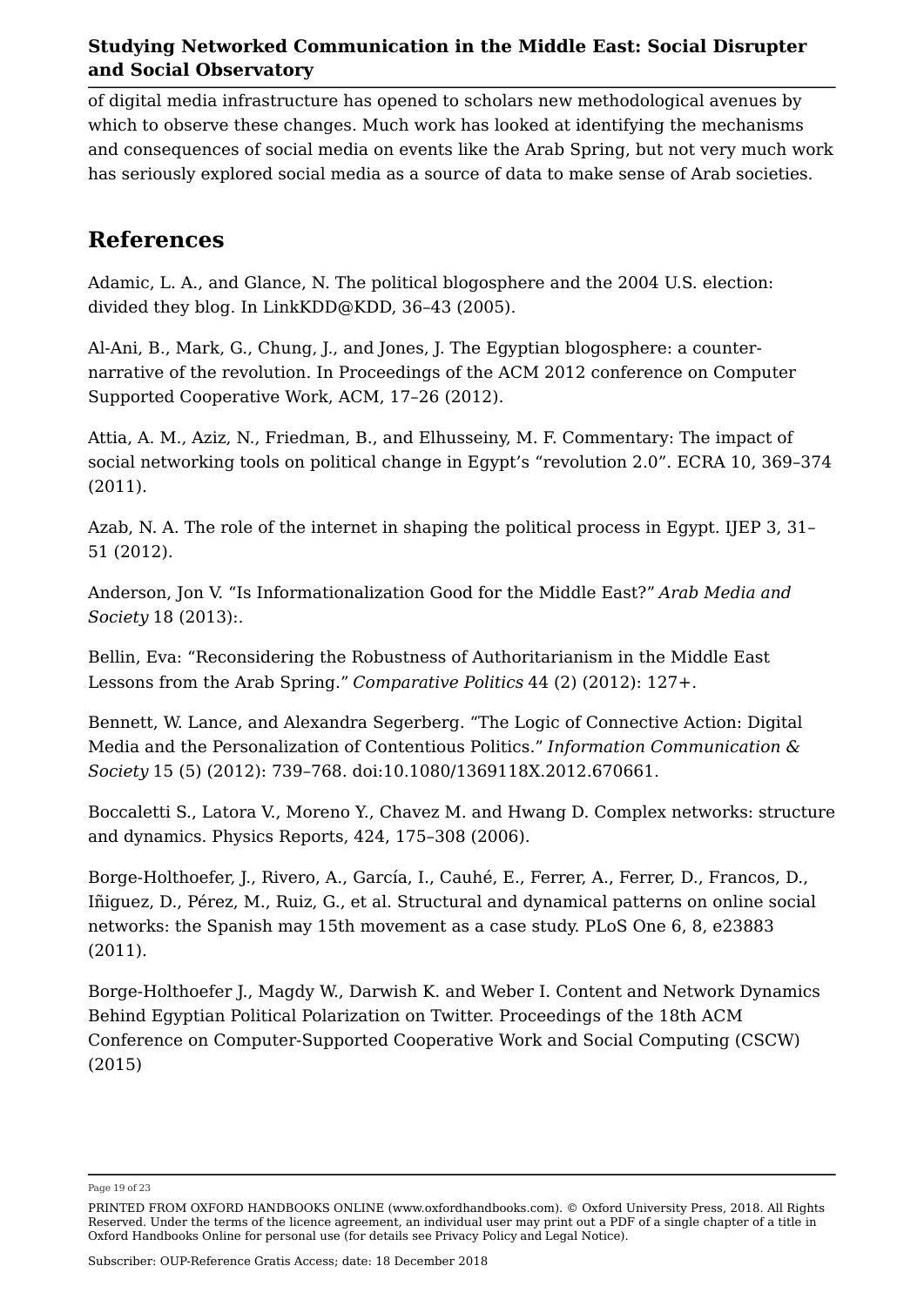of digital media infrastructure has opened to scholars new methodological avenues by which to observe these changes. Much work has looked at identifying the mechanisms and consequences of social media on events like the Arab Spring, but not very much work has seriously explored social media as a source of data to make sense of Arab societies.

## References

Adamic, L. A., and Glance, N. The political blogosphere and the 2004 U.S. election: divided they blog. In LinkKDD@KDD, 36–43 (2005).

Al-Ani, B., Mark, G., Chung, J., and Jones, J. The Egyptian blogosphere: a counter-narrative of the revolution. In Proceedings of the ACM 2012 conference on Computer Supported Cooperative Work, ACM, 17–26 (2012).

Attia, A. M., Aziz, N., Friedman, B., and Elhusseiny, M. F. Commentary: The impact of social networking tools on political change in Egypt's "revolution 2.0". ECRA 10, 369–374 (2011).

Azab, N. A. The role of the internet in shaping the political process in Egypt. IJEP 3, 31–51 (2012).

Anderson, Jon V. "Is Informationalization Good for the Middle East?" *Arab Media and Society* 18 (2013):.

Bellin, Eva: "Reconsidering the Robustness of Authoritarianism in the Middle East Lessons from the Arab Spring." *Comparative Politics* 44 (2) (2012): 127+.

Bennett, W. Lance, and Alexandra Segerberg. "The Logic of Connective Action: Digital Media and the Personalization of Contentious Politics." *Information Communication & Society* 15 (5) (2012): 739–768. doi:10.1080/1369118X.2012.670661.

Boccaletti S., Latora V., Moreno Y., Chavez M. and Hwang D. Complex networks: structure and dynamics. Physics Reports, 424, 175–308 (2006).

Borge-Holthoefer, J., Rivero, A., García, I., Cauhé, E., Ferrer, A., Ferrer, D., Francos, D., Iñiguez, D., Pérez, M., Ruiz, G., et al. Structural and dynamical patterns on online social networks: the Spanish may 15th movement as a case study. PLoS One 6, 8, e23883 (2011).

Borge-Holthoefer J., Magdy W., Darwish K. and Weber I. Content and Network Dynamics Behind Egyptian Political Polarization on Twitter. Proceedings of the 18th ACM Conference on Computer-Supported Cooperative Work and Social Computing (CSCW) (2015)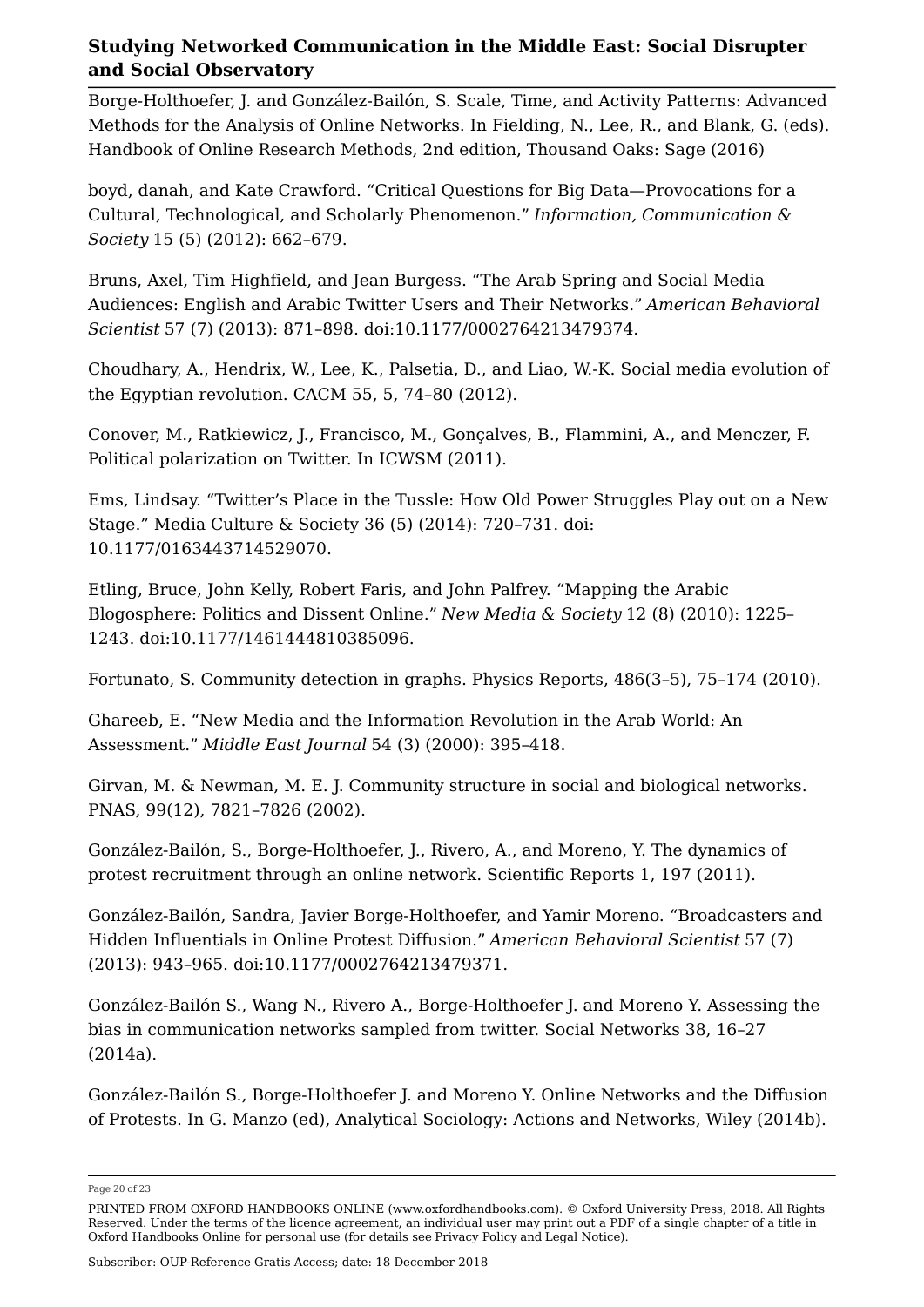Borge-Holthoefer, J. and González-Bailón, S. Scale, Time, and Activity Patterns: Advanced Methods for the Analysis of Online Networks. In Fielding, N., Lee, R., and Blank, G. (eds). Handbook of Online Research Methods, 2nd edition, Thousand Oaks: Sage (2016)

boyd, danah, and Kate Crawford. "Critical Questions for Big Data—Provocations for a Cultural, Technological, and Scholarly Phenomenon." *Information, Communication & Society* 15 (5) (2012): 662–679.

Bruns, Axel, Tim Highfield, and Jean Burgess. "The Arab Spring and Social Media Audiences: English and Arabic Twitter Users and Their Networks." *American Behavioral Scientist* 57 (7) (2013): 871–898. doi:10.1177/0002764213479374.

Choudhary, A., Hendrix, W., Lee, K., Palsetia, D., and Liao, W.-K. Social media evolution of the Egyptian revolution. CACM 55, 5, 74–80 (2012).

Conover, M., Ratkiewicz, J., Francisco, M., Gonçalves, B., Flammini, A., and Menczer, F. Political polarization on Twitter. In ICWSM (2011).

Ems, Lindsay. "Twitter's Place in the Tussle: How Old Power Struggles Play out on a New Stage." Media Culture & Society 36 (5) (2014): 720–731. doi: 10.1177/0163443714529070.

Etling, Bruce, John Kelly, Robert Faris, and John Palfrey. "Mapping the Arabic Blogosphere: Politics and Dissent Online." *New Media & Society* 12 (8) (2010): 1225–1243. doi:10.1177/1461444810385096.

Fortunato, S. Community detection in graphs. Physics Reports, 486(3–5), 75–174 (2010).

Ghareeb, E. "New Media and the Information Revolution in the Arab World: An Assessment." *Middle East Journal* 54 (3) (2000): 395–418.

Girvan, M. & Newman, M. E. J. Community structure in social and biological networks. PNAS, 99(12), 7821–7826 (2002).

González-Bailón, S., Borge-Holthoefer, J., Rivero, A., and Moreno, Y. The dynamics of protest recruitment through an online network. Scientific Reports 1, 197 (2011).

González-Bailón, Sandra, Javier Borge-Holthoefer, and Yamir Moreno. "Broadcasters and Hidden Influentials in Online Protest Diffusion." *American Behavioral Scientist* 57 (7) (2013): 943–965. doi:10.1177/0002764213479371.

González-Bailón S., Wang N., Rivero A., Borge-Holthoefer J. and Moreno Y. Assessing the bias in communication networks sampled from twitter. Social Networks 38, 16–27 (2014a).

González-Bailón S., Borge-Holthoefer J. and Moreno Y. Online Networks and the Diffusion of Protests. In G. Manzo (ed), Analytical Sociology: Actions and Networks, Wiley (2014b).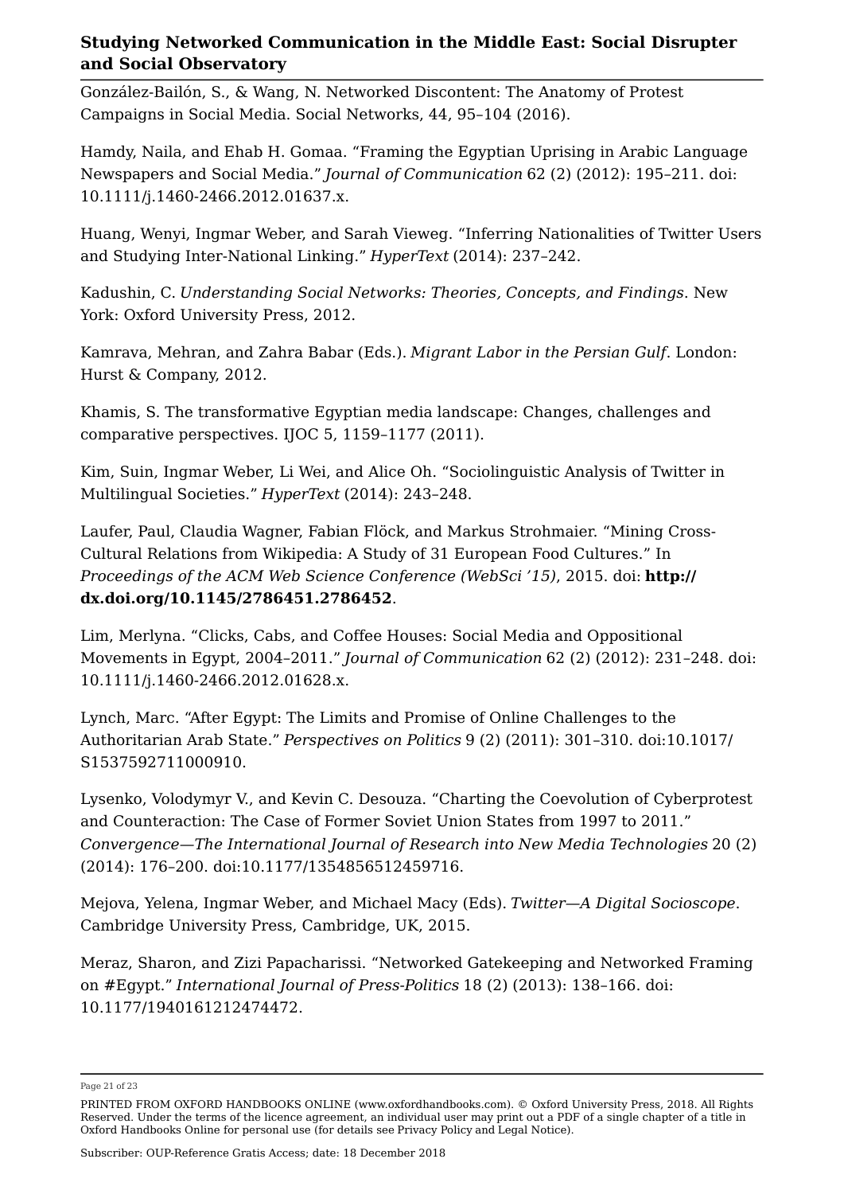González-Bailón, S., & Wang, N. Networked Discontent: The Anatomy of Protest Campaigns in Social Media. Social Networks, 44, 95–104 (2016).

Hamdy, Naila, and Ehab H. Gomaa. "Framing the Egyptian Uprising in Arabic Language Newspapers and Social Media." *Journal of Communication* 62 (2) (2012): 195–211. doi: 10.1111/j.1460-2466.2012.01637.x.

Huang, Wenyi, Ingmar Weber, and Sarah Vieweg. "Inferring Nationalities of Twitter Users and Studying Inter-National Linking." *HyperText* (2014): 237–242.

Kadushin, C. *Understanding Social Networks: Theories, Concepts, and Findings*. New York: Oxford University Press, 2012.

Kamrava, Mehran, and Zahra Babar (Eds.). *Migrant Labor in the Persian Gulf*. London: Hurst & Company, 2012.

Khamis, S. The transformative Egyptian media landscape: Changes, challenges and comparative perspectives. IJOC 5, 1159–1177 (2011).

Kim, Suin, Ingmar Weber, Li Wei, and Alice Oh. "Sociolinguistic Analysis of Twitter in Multilingual Societies." *HyperText* (2014): 243–248.

Laufer, Paul, Claudia Wagner, Fabian Flöck, and Markus Strohmaier. "Mining Cross-Cultural Relations from Wikipedia: A Study of 31 European Food Cultures." In *Proceedings of the ACM Web Science Conference (WebSci '15)*, 2015. doi: **http://dx.doi.org/10.1145/2786451.2786452**.

Lim, Merlyna. "Clicks, Cabs, and Coffee Houses: Social Media and Oppositional Movements in Egypt, 2004–2011." *Journal of Communication* 62 (2) (2012): 231–248. doi: 10.1111/j.1460-2466.2012.01628.x.

Lynch, Marc. "After Egypt: The Limits and Promise of Online Challenges to the Authoritarian Arab State." *Perspectives on Politics* 9 (2) (2011): 301–310. doi:10.1017/S1537592711000910.

Lysenko, Volodymyr V., and Kevin C. Desouza. "Charting the Coevolution of Cyberprotest and Counteraction: The Case of Former Soviet Union States from 1997 to 2011." *Convergence—The International Journal of Research into New Media Technologies* 20 (2) (2014): 176–200. doi:10.1177/1354856512459716.

Mejova, Yelena, Ingmar Weber, and Michael Macy (Eds). *Twitter—A Digital Socioscope*. Cambridge University Press, Cambridge, UK, 2015.

Meraz, Sharon, and Zizi Papacharissi. "Networked Gatekeeping and Networked Framing on #Egypt." *International Journal of Press-Politics* 18 (2) (2013): 138–166. doi: 10.1177/1940161212474472.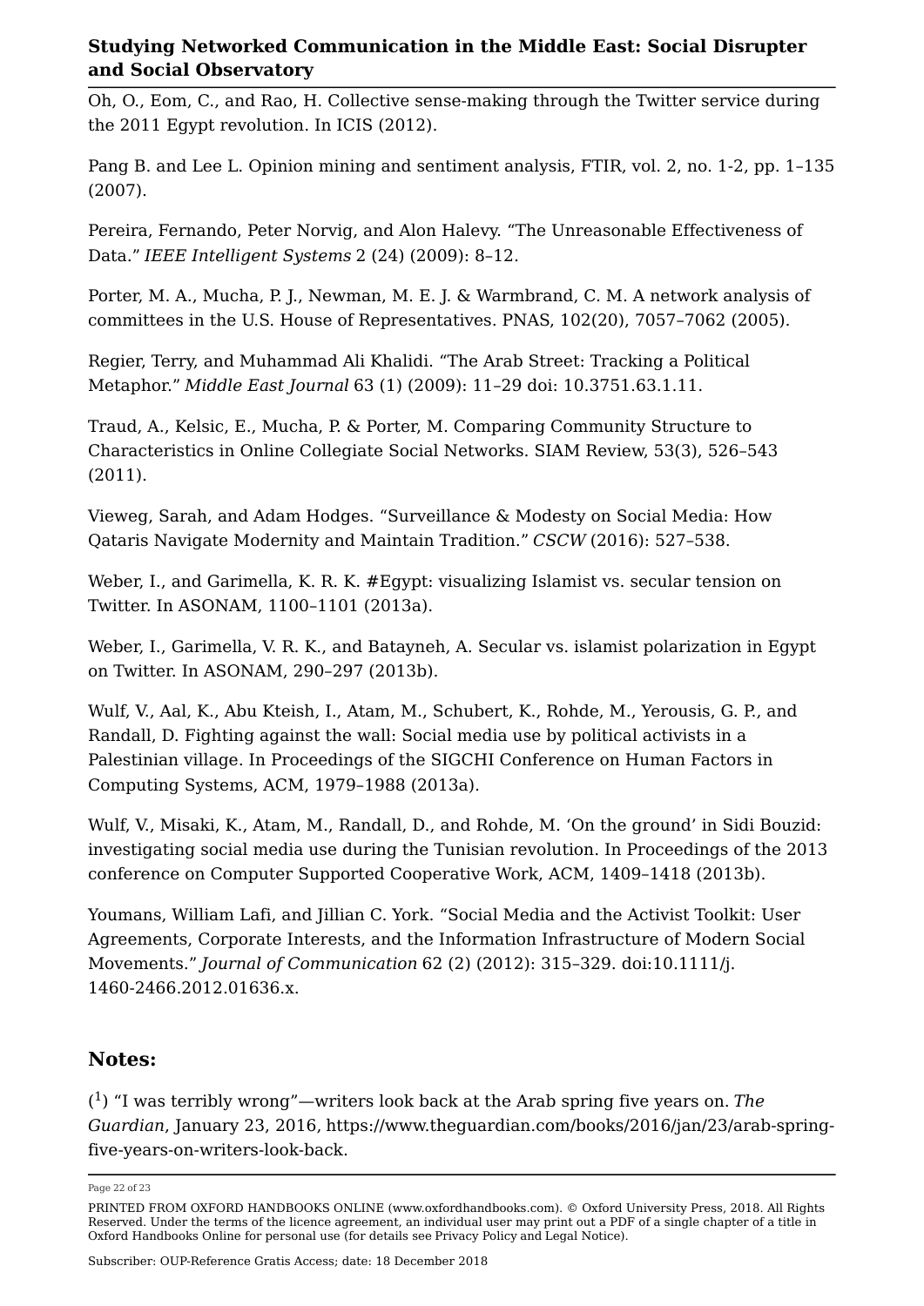Oh, O., Eom, C., and Rao, H. Collective sense-making through the Twitter service during the 2011 Egypt revolution. In ICIS (2012).

Pang B. and Lee L. Opinion mining and sentiment analysis, FTIR, vol. 2, no. 1-2, pp. 1–135 (2007).

Pereira, Fernando, Peter Norvig, and Alon Halevy. "The Unreasonable Effectiveness of Data." *IEEE Intelligent Systems* 2 (24) (2009): 8–12.

Porter, M. A., Mucha, P. J., Newman, M. E. J. & Warmbrand, C. M. A network analysis of committees in the U.S. House of Representatives. PNAS, 102(20), 7057–7062 (2005).

Regier, Terry, and Muhammad Ali Khalidi. "The Arab Street: Tracking a Political Metaphor." *Middle East Journal* 63 (1) (2009): 11–29 doi: 10.3751.63.1.11.

Traud, A., Kelsic, E., Mucha, P. & Porter, M. Comparing Community Structure to Characteristics in Online Collegiate Social Networks. SIAM Review, 53(3), 526–543 (2011).

Vieweg, Sarah, and Adam Hodges. "Surveillance & Modesty on Social Media: How Qataris Navigate Modernity and Maintain Tradition." *CSCW* (2016): 527–538.

Weber, I., and Garimella, K. R. K. #Egypt: visualizing Islamist vs. secular tension on Twitter. In ASONAM, 1100–1101 (2013a).

Weber, I., Garimella, V. R. K., and Batayneh, A. Secular vs. islamist polarization in Egypt on Twitter. In ASONAM, 290–297 (2013b).

Wulf, V., Aal, K., Abu Kteish, I., Atam, M., Schubert, K., Rohde, M., Yerousis, G. P., and Randall, D. Fighting against the wall: Social media use by political activists in a Palestinian village. In Proceedings of the SIGCHI Conference on Human Factors in Computing Systems, ACM, 1979–1988 (2013a).

Wulf, V., Misaki, K., Atam, M., Randall, D., and Rohde, M. 'On the ground' in Sidi Bouzid: investigating social media use during the Tunisian revolution. In Proceedings of the 2013 conference on Computer Supported Cooperative Work, ACM, 1409–1418 (2013b).

Youmans, William Lafi, and Jillian C. York. "Social Media and the Activist Toolkit: User Agreements, Corporate Interests, and the Information Infrastructure of Modern Social Movements." *Journal of Communication* 62 (2) (2012): 315–329. doi:10.1111/j.1460-2466.2012.01636.x.

## Notes:

([1]) "I was terribly wrong"—writers look back at the Arab spring five years on. *The Guardian*, January 23, 2016, https://www.theguardian.com/books/2016/jan/23/arab-spring-five-years-on-writers-look-back.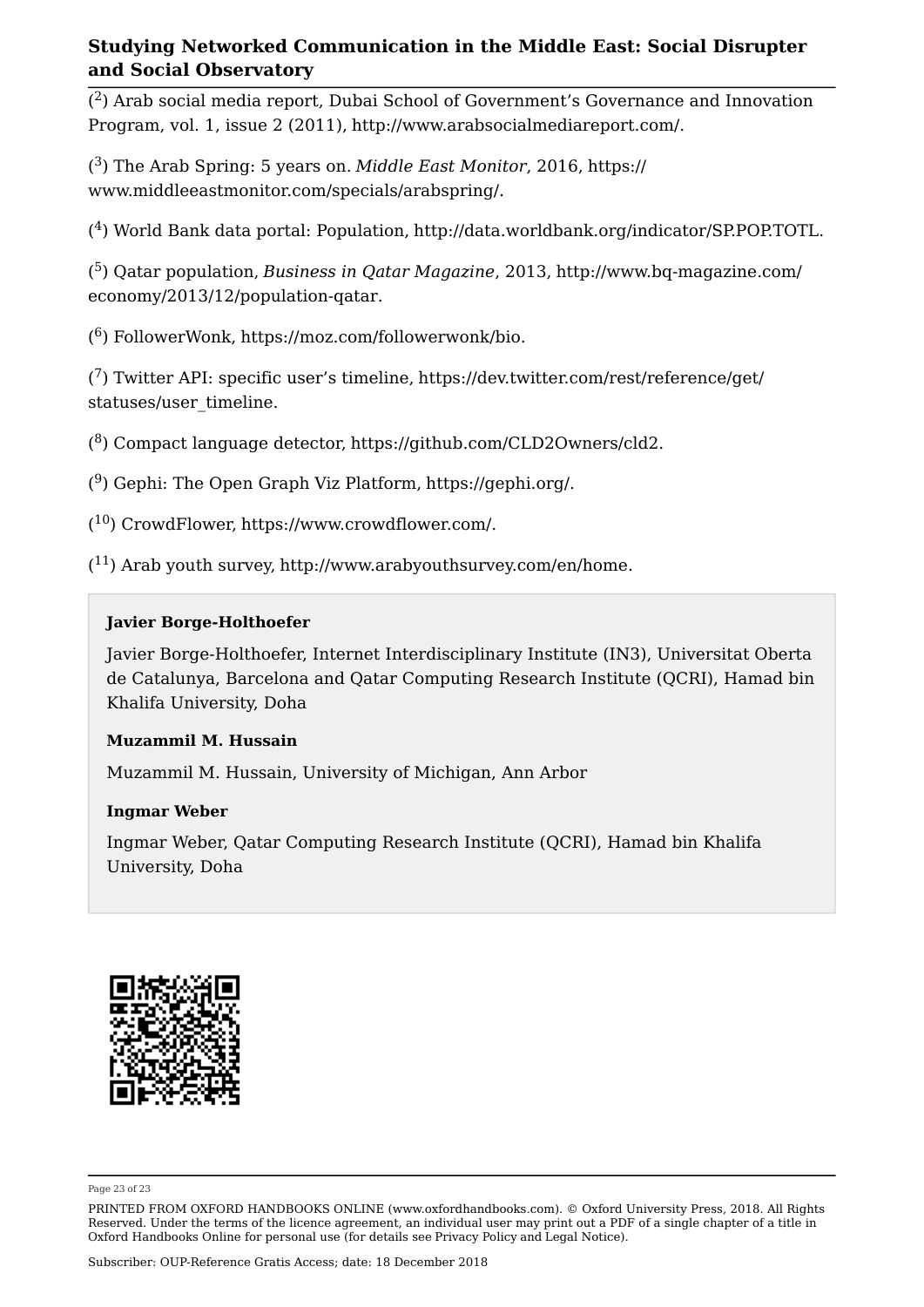([2]) Arab social media report, Dubai School of Government's Governance and Innovation Program, vol. 1, issue 2 (2011), http://www.arabsocialmediareport.com/.

([3]) The Arab Spring: 5 years on. *Middle East Monitor*, 2016, https://www.middleeastmonitor.com/specials/arabspring/.

([4]) World Bank data portal: Population, http://data.worldbank.org/indicator/SP.POP.TOTL.

([5]) Qatar population, *Business in Qatar Magazine*, 2013, http://www.bq-magazine.com/economy/2013/12/population-qatar.

([6]) FollowerWonk, https://moz.com/followerwonk/bio.

([7]) Twitter API: specific user's timeline, https://dev.twitter.com/rest/reference/get/statuses/user_timeline.

([8]) Compact language detector, https://github.com/CLD2Owners/cld2.

([9]) Gephi: The Open Graph Viz Platform, https://gephi.org/.

([10]) CrowdFlower, https://www.crowdflower.com/.

([11]) Arab youth survey, http://www.arabyouthsurvey.com/en/home.

**Javier Borge-Holthoefer**

Javier Borge-Holthoefer, Internet Interdisciplinary Institute (IN3), Universitat Oberta de Catalunya, Barcelona and Qatar Computing Research Institute (QCRI), Hamad bin Khalifa University, Doha

**Muzammil M. Hussain**

Muzammil M. Hussain, University of Michigan, Ann Arbor

**Ingmar Weber**

Ingmar Weber, Qatar Computing Research Institute (QCRI), Hamad bin Khalifa University, Doha